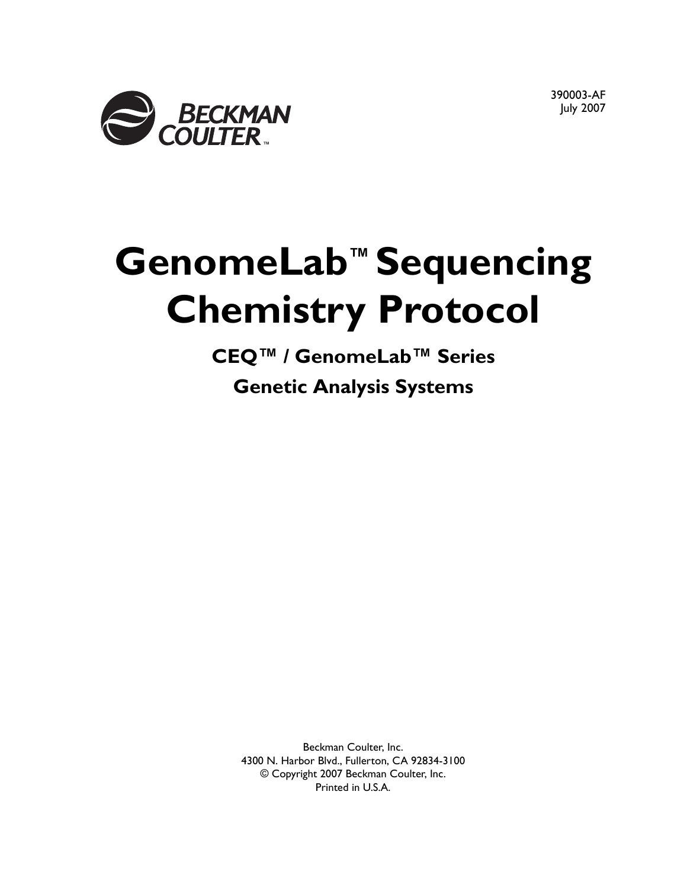BECKMAN COULTER™

390003-AF
July 2007

# GenomeLab™ Sequencing Chemistry Protocol

## CEQ™ / GenomeLab™ Series

## Genetic Analysis Systems

Beckman Coulter, Inc.
4300 N. Harbor Blvd., Fullerton, CA 92834-3100
© Copyright 2007 Beckman Coulter, Inc.
Printed in U.S.A.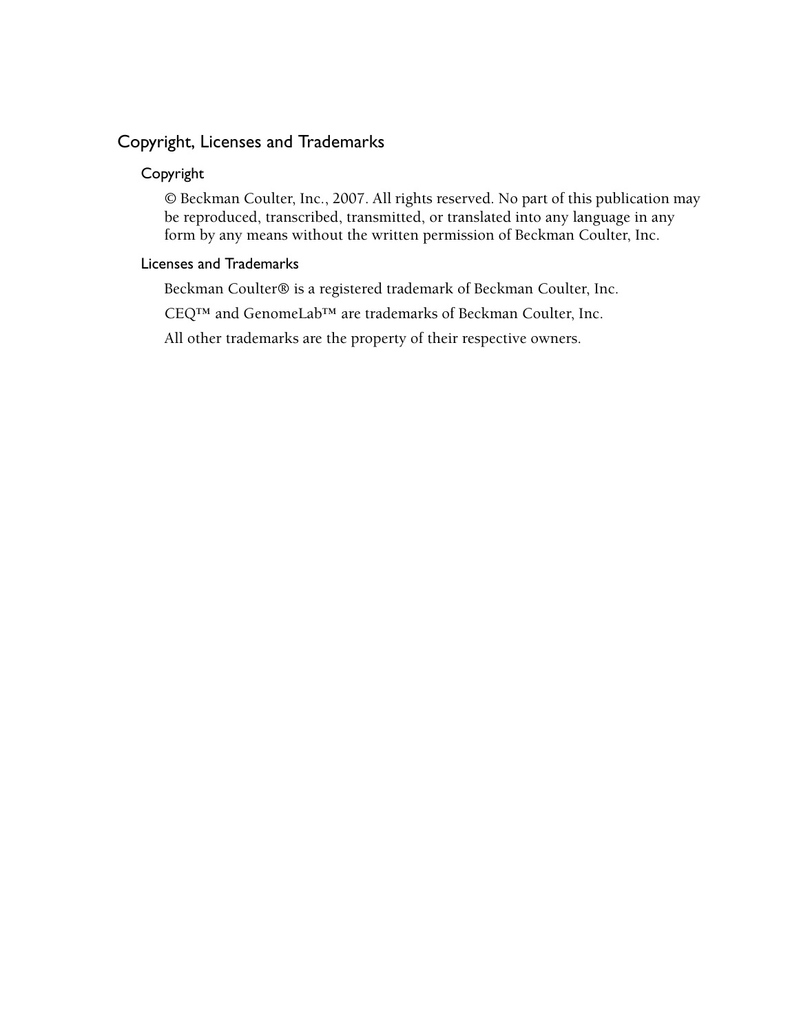# Copyright, Licenses and Trademarks

## Copyright

© Beckman Coulter, Inc., 2007. All rights reserved. No part of this publication may be reproduced, transcribed, transmitted, or translated into any language in any form by any means without the written permission of Beckman Coulter, Inc.

## Licenses and Trademarks

Beckman Coulter® is a registered trademark of Beckman Coulter, Inc.

CEQ™ and GenomeLab™ are trademarks of Beckman Coulter, Inc.

All other trademarks are the property of their respective owners.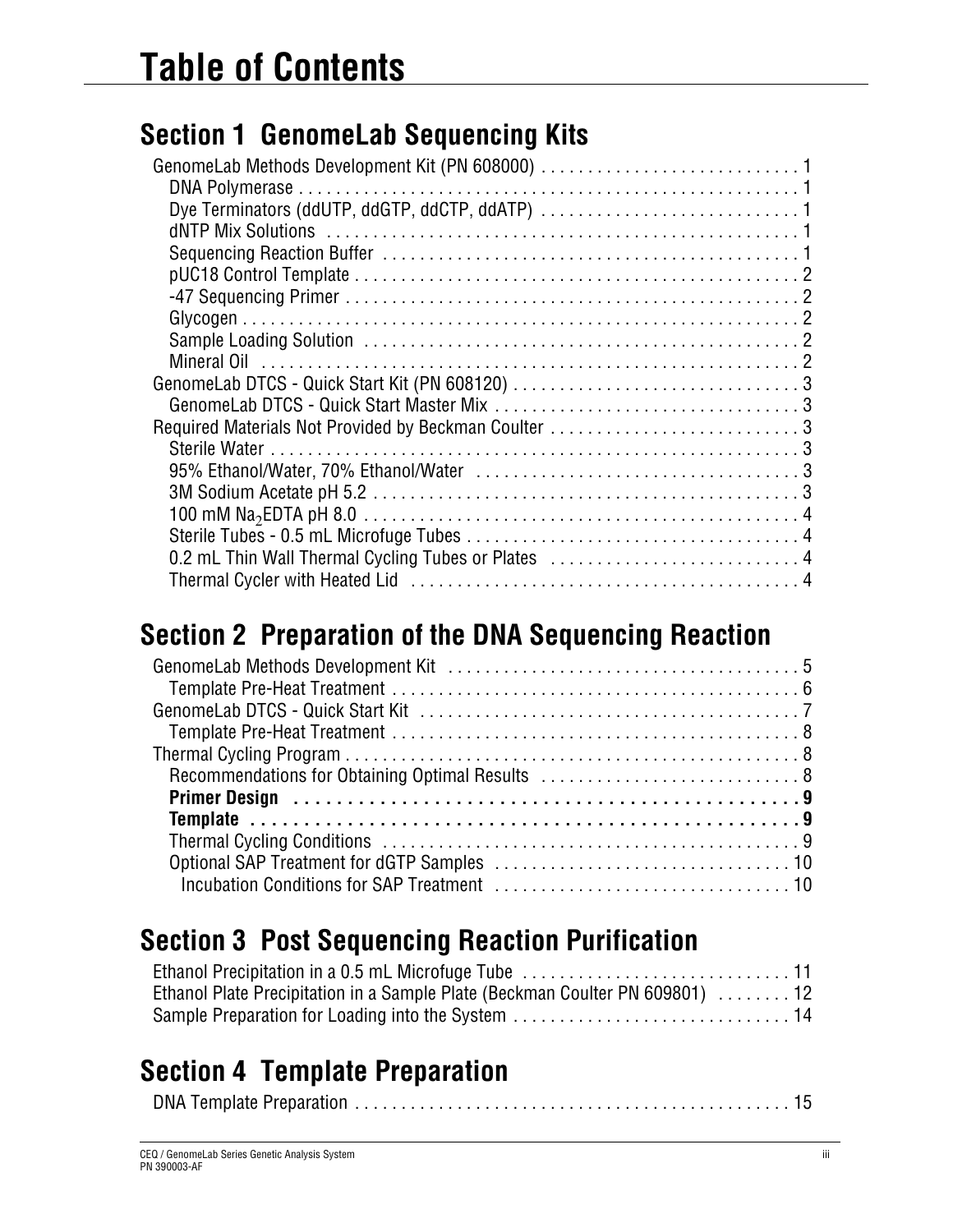# Table of Contents

## Section 1 GenomeLab Sequencing Kits

- GenomeLab Methods Development Kit (PN 608000) . . . . . . . . . . . . . . . . . . . . . . . . . . . . 1
  - DNA Polymerase . . . . . . . . . . . . . . . . . . . . . . . . . . . . . . . . . . . . . . . . . . . . . . . . . . . . . . 1
  - Dye Terminators (ddUTP, ddGTP, ddCTP, ddATP) . . . . . . . . . . . . . . . . . . . . . . . . . . . . 1
  - dNTP Mix Solutions . . . . . . . . . . . . . . . . . . . . . . . . . . . . . . . . . . . . . . . . . . . . . . . . . . 1
  - Sequencing Reaction Buffer . . . . . . . . . . . . . . . . . . . . . . . . . . . . . . . . . . . . . . . . . . . . . 1
  - pUC18 Control Template . . . . . . . . . . . . . . . . . . . . . . . . . . . . . . . . . . . . . . . . . . . . . . . . 2
  - -47 Sequencing Primer . . . . . . . . . . . . . . . . . . . . . . . . . . . . . . . . . . . . . . . . . . . . . . . . . 2
  - Glycogen . . . . . . . . . . . . . . . . . . . . . . . . . . . . . . . . . . . . . . . . . . . . . . . . . . . . . . . . . . . 2
  - Sample Loading Solution . . . . . . . . . . . . . . . . . . . . . . . . . . . . . . . . . . . . . . . . . . . . . . . 2
  - Mineral Oil . . . . . . . . . . . . . . . . . . . . . . . . . . . . . . . . . . . . . . . . . . . . . . . . . . . . . . . . . 2
- GenomeLab DTCS - Quick Start Kit (PN 608120) . . . . . . . . . . . . . . . . . . . . . . . . . . . . . . 3
  - GenomeLab DTCS - Quick Start Master Mix . . . . . . . . . . . . . . . . . . . . . . . . . . . . . . . . 3
- Required Materials Not Provided by Beckman Coulter . . . . . . . . . . . . . . . . . . . . . . . . . . 3
  - Sterile Water . . . . . . . . . . . . . . . . . . . . . . . . . . . . . . . . . . . . . . . . . . . . . . . . . . . . . . . . 3
  - 95% Ethanol/Water, 70% Ethanol/Water . . . . . . . . . . . . . . . . . . . . . . . . . . . . . . . . . . . 3
  - 3M Sodium Acetate pH 5.2 . . . . . . . . . . . . . . . . . . . . . . . . . . . . . . . . . . . . . . . . . . . . . . 3
  - 100 mM $Na_2$EDTA pH 8.0 . . . . . . . . . . . . . . . . . . . . . . . . . . . . . . . . . . . . . . . . . . . . . . 4
  - Sterile Tubes - 0.5 mL Microfuge Tubes . . . . . . . . . . . . . . . . . . . . . . . . . . . . . . . . . . . . 4
  - 0.2 mL Thin Wall Thermal Cycling Tubes or Plates . . . . . . . . . . . . . . . . . . . . . . . . . . . 4
  - Thermal Cycler with Heated Lid . . . . . . . . . . . . . . . . . . . . . . . . . . . . . . . . . . . . . . . . . . 4

## Section 2 Preparation of the DNA Sequencing Reaction

- GenomeLab Methods Development Kit . . . . . . . . . . . . . . . . . . . . . . . . . . . . . . . . . . . . . . 5
  - Template Pre-Heat Treatment . . . . . . . . . . . . . . . . . . . . . . . . . . . . . . . . . . . . . . . . . . . . 6
- GenomeLab DTCS - Quick Start Kit . . . . . . . . . . . . . . . . . . . . . . . . . . . . . . . . . . . . . . . . . 7
  - Template Pre-Heat Treatment . . . . . . . . . . . . . . . . . . . . . . . . . . . . . . . . . . . . . . . . . . . . 8
- Thermal Cycling Program . . . . . . . . . . . . . . . . . . . . . . . . . . . . . . . . . . . . . . . . . . . . . . . . . 8
  - Recommendations for Obtaining Optimal Results . . . . . . . . . . . . . . . . . . . . . . . . . . . . 8
  - **Primer Design . . . . . . . . . . . . . . . . . . . . . . . . . . . . . . . . . . . . . . . . . . . . . . . . . . . . . 9**
  - **Template . . . . . . . . . . . . . . . . . . . . . . . . . . . . . . . . . . . . . . . . . . . . . . . . . . . . . . . . . 9**
  - Thermal Cycling Conditions . . . . . . . . . . . . . . . . . . . . . . . . . . . . . . . . . . . . . . . . . . . . . 9
  - Optional SAP Treatment for dGTP Samples . . . . . . . . . . . . . . . . . . . . . . . . . . . . . . . . 10
    - Incubation Conditions for SAP Treatment . . . . . . . . . . . . . . . . . . . . . . . . . . . . . . . . 10

## Section 3 Post Sequencing Reaction Purification

- Ethanol Precipitation in a 0.5 mL Microfuge Tube . . . . . . . . . . . . . . . . . . . . . . . . . . . . . 11
- Ethanol Plate Precipitation in a Sample Plate (Beckman Coulter PN 609801) . . . . . . . . 12
- Sample Preparation for Loading into the System . . . . . . . . . . . . . . . . . . . . . . . . . . . . . . 14

## Section 4 Template Preparation

- DNA Template Preparation . . . . . . . . . . . . . . . . . . . . . . . . . . . . . . . . . . . . . . . . . . . . . . . . 15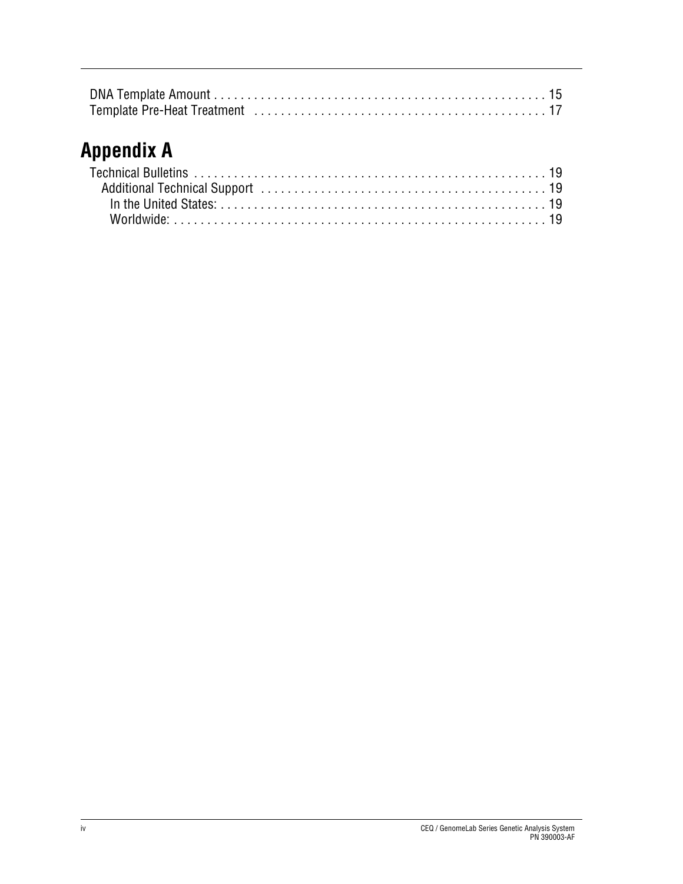DNA Template Amount . . . . . . . . . . . . . . . . . . . . . . . . . . . . . . . . . . . . . . . . . . . . . . . . 15
Template Pre-Heat Treatment . . . . . . . . . . . . . . . . . . . . . . . . . . . . . . . . . . . . . . . . . . 17

# Appendix A

Technical Bulletins . . . . . . . . . . . . . . . . . . . . . . . . . . . . . . . . . . . . . . . . . . . . . . . . . . . 19
  Additional Technical Support . . . . . . . . . . . . . . . . . . . . . . . . . . . . . . . . . . . . . . . . . 19
    In the United States: . . . . . . . . . . . . . . . . . . . . . . . . . . . . . . . . . . . . . . . . . . . . . . 19
    Worldwide: . . . . . . . . . . . . . . . . . . . . . . . . . . . . . . . . . . . . . . . . . . . . . . . . . . . . 19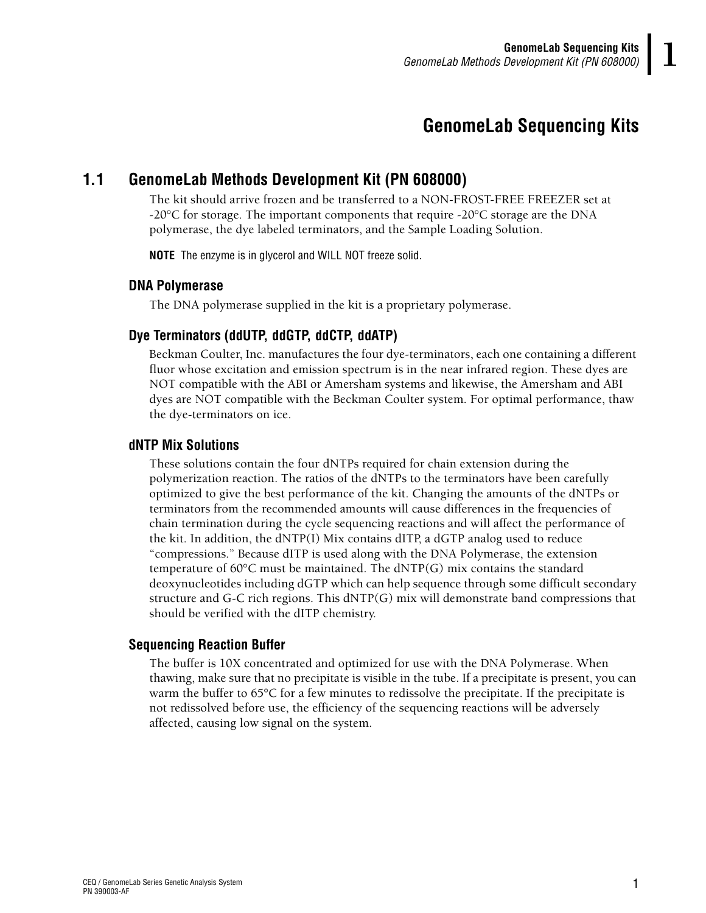# GenomeLab Sequencing Kits

## 1.1 GenomeLab Methods Development Kit (PN 608000)

The kit should arrive frozen and be transferred to a NON-FROST-FREE FREEZER set at -20°C for storage. The important components that require -20°C storage are the DNA polymerase, the dye labeled terminators, and the Sample Loading Solution.

**NOTE** The enzyme is in glycerol and WILL NOT freeze solid.

### DNA Polymerase

The DNA polymerase supplied in the kit is a proprietary polymerase.

### Dye Terminators (ddUTP, ddGTP, ddCTP, ddATP)

Beckman Coulter, Inc. manufactures the four dye-terminators, each one containing a different fluor whose excitation and emission spectrum is in the near infrared region. These dyes are NOT compatible with the ABI or Amersham systems and likewise, the Amersham and ABI dyes are NOT compatible with the Beckman Coulter system. For optimal performance, thaw the dye-terminators on ice.

### dNTP Mix Solutions

These solutions contain the four dNTPs required for chain extension during the polymerization reaction. The ratios of the dNTPs to the terminators have been carefully optimized to give the best performance of the kit. Changing the amounts of the dNTPs or terminators from the recommended amounts will cause differences in the frequencies of chain termination during the cycle sequencing reactions and will affect the performance of the kit. In addition, the dNTP(I) Mix contains dITP, a dGTP analog used to reduce "compressions." Because dITP is used along with the DNA Polymerase, the extension temperature of 60°C must be maintained. The dNTP(G) mix contains the standard deoxynucleotides including dGTP which can help sequence through some difficult secondary structure and G-C rich regions. This dNTP(G) mix will demonstrate band compressions that should be verified with the dITP chemistry.

### Sequencing Reaction Buffer

The buffer is 10X concentrated and optimized for use with the DNA Polymerase. When thawing, make sure that no precipitate is visible in the tube. If a precipitate is present, you can warm the buffer to 65°C for a few minutes to redissolve the precipitate. If the precipitate is not redissolved before use, the efficiency of the sequencing reactions will be adversely affected, causing low signal on the system.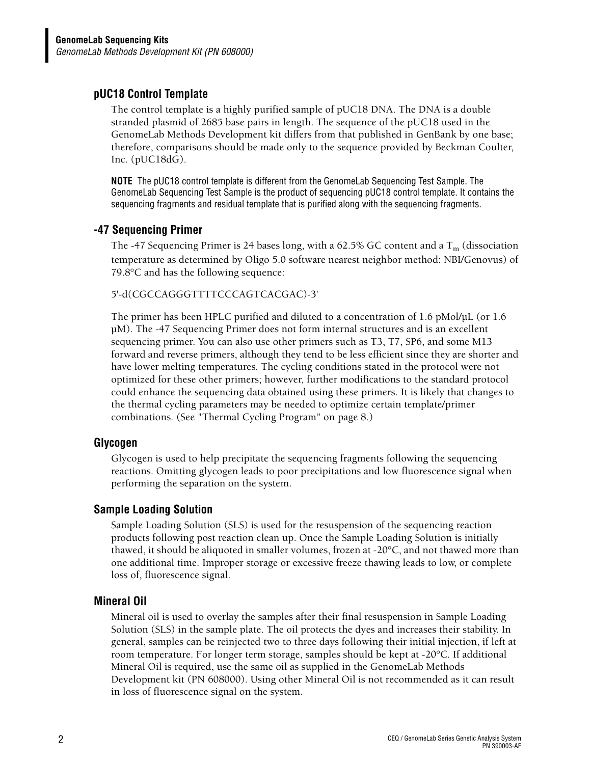## pUC18 Control Template

The control template is a highly purified sample of pUC18 DNA. The DNA is a double stranded plasmid of 2685 base pairs in length. The sequence of the pUC18 used in the GenomeLab Methods Development kit differs from that published in GenBank by one base; therefore, comparisons should be made only to the sequence provided by Beckman Coulter, Inc. (pUC18dG).

**NOTE** The pUC18 control template is different from the GenomeLab Sequencing Test Sample. The GenomeLab Sequencing Test Sample is the product of sequencing pUC18 control template. It contains the sequencing fragments and residual template that is purified along with the sequencing fragments.

## -47 Sequencing Primer

The -47 Sequencing Primer is 24 bases long, with a 62.5% GC content and a $T_m$ (dissociation temperature as determined by Oligo 5.0 software nearest neighbor method: NBI/Genovus) of 79.8°C and has the following sequence:

5'-d(CGCCAGGGTTTTCCCAGTCACGAC)-3'

The primer has been HPLC purified and diluted to a concentration of 1.6 pMol/µL (or 1.6 µM). The -47 Sequencing Primer does not form internal structures and is an excellent sequencing primer. You can also use other primers such as T3, T7, SP6, and some M13 forward and reverse primers, although they tend to be less efficient since they are shorter and have lower melting temperatures. The cycling conditions stated in the protocol were not optimized for these other primers; however, further modifications to the standard protocol could enhance the sequencing data obtained using these primers. It is likely that changes to the thermal cycling parameters may be needed to optimize certain template/primer combinations. (See "Thermal Cycling Program" on page 8.)

## Glycogen

Glycogen is used to help precipitate the sequencing fragments following the sequencing reactions. Omitting glycogen leads to poor precipitations and low fluorescence signal when performing the separation on the system.

## Sample Loading Solution

Sample Loading Solution (SLS) is used for the resuspension of the sequencing reaction products following post reaction clean up. Once the Sample Loading Solution is initially thawed, it should be aliquoted in smaller volumes, frozen at -20°C, and not thawed more than one additional time. Improper storage or excessive freeze thawing leads to low, or complete loss of, fluorescence signal.

## Mineral Oil

Mineral oil is used to overlay the samples after their final resuspension in Sample Loading Solution (SLS) in the sample plate. The oil protects the dyes and increases their stability. In general, samples can be reinjected two to three days following their initial injection, if left at room temperature. For longer term storage, samples should be kept at -20°C. If additional Mineral Oil is required, use the same oil as supplied in the GenomeLab Methods Development kit (PN 608000). Using other Mineral Oil is not recommended as it can result in loss of fluorescence signal on the system.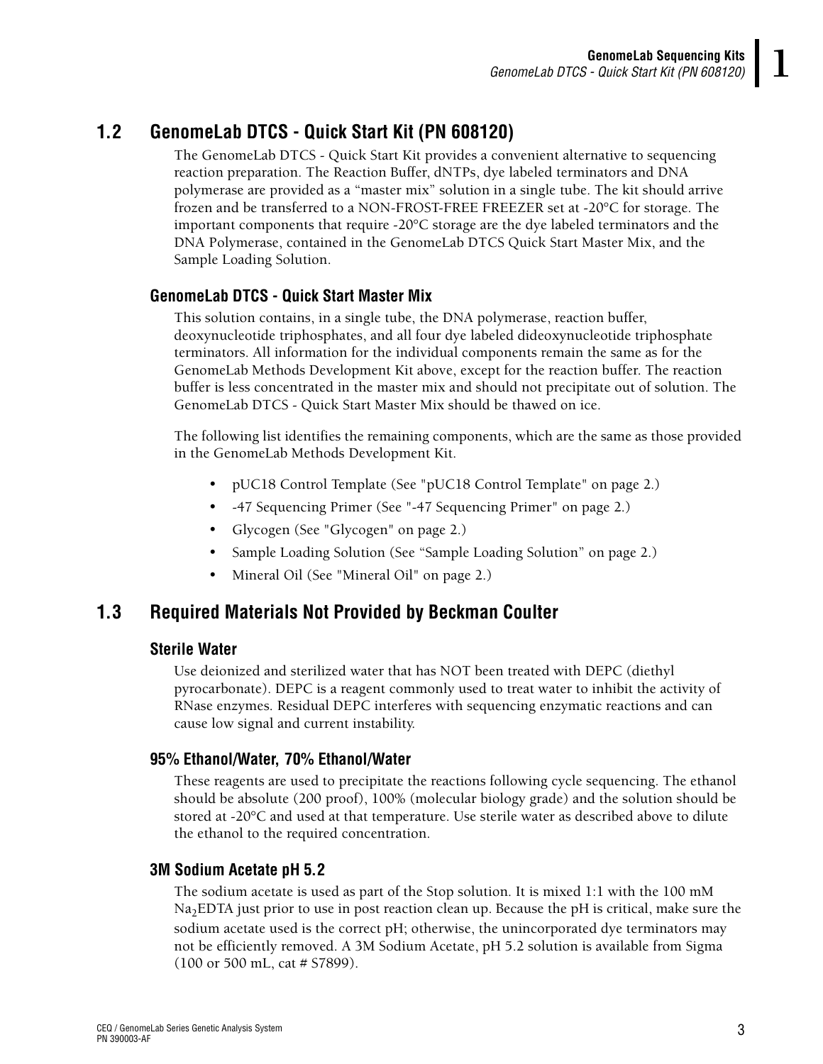## 1.2 GenomeLab DTCS - Quick Start Kit (PN 608120)

The GenomeLab DTCS - Quick Start Kit provides a convenient alternative to sequencing reaction preparation. The Reaction Buffer, dNTPs, dye labeled terminators and DNA polymerase are provided as a "master mix" solution in a single tube. The kit should arrive frozen and be transferred to a NON-FROST-FREE FREEZER set at -20°C for storage. The important components that require -20°C storage are the dye labeled terminators and the DNA Polymerase, contained in the GenomeLab DTCS Quick Start Master Mix, and the Sample Loading Solution.

### GenomeLab DTCS - Quick Start Master Mix

This solution contains, in a single tube, the DNA polymerase, reaction buffer, deoxynucleotide triphosphates, and all four dye labeled dideoxynucleotide triphosphate terminators. All information for the individual components remain the same as for the GenomeLab Methods Development Kit above, except for the reaction buffer. The reaction buffer is less concentrated in the master mix and should not precipitate out of solution. The GenomeLab DTCS - Quick Start Master Mix should be thawed on ice.

The following list identifies the remaining components, which are the same as those provided in the GenomeLab Methods Development Kit.

- pUC18 Control Template (See "pUC18 Control Template" on page 2.)
- -47 Sequencing Primer (See "-47 Sequencing Primer" on page 2.)
- Glycogen (See "Glycogen" on page 2.)
- Sample Loading Solution (See "Sample Loading Solution" on page 2.)
- Mineral Oil (See "Mineral Oil" on page 2.)

## 1.3 Required Materials Not Provided by Beckman Coulter

### Sterile Water

Use deionized and sterilized water that has NOT been treated with DEPC (diethyl pyrocarbonate). DEPC is a reagent commonly used to treat water to inhibit the activity of RNase enzymes. Residual DEPC interferes with sequencing enzymatic reactions and can cause low signal and current instability.

### 95% Ethanol/Water, 70% Ethanol/Water

These reagents are used to precipitate the reactions following cycle sequencing. The ethanol should be absolute (200 proof), 100% (molecular biology grade) and the solution should be stored at -20°C and used at that temperature. Use sterile water as described above to dilute the ethanol to the required concentration.

### 3M Sodium Acetate pH 5.2

The sodium acetate is used as part of the Stop solution. It is mixed 1:1 with the 100 mM $Na_2EDTA$ just prior to use in post reaction clean up. Because the pH is critical, make sure the sodium acetate used is the correct pH; otherwise, the unincorporated dye terminators may not be efficiently removed. A 3M Sodium Acetate, pH 5.2 solution is available from Sigma (100 or 500 mL, cat # S7899).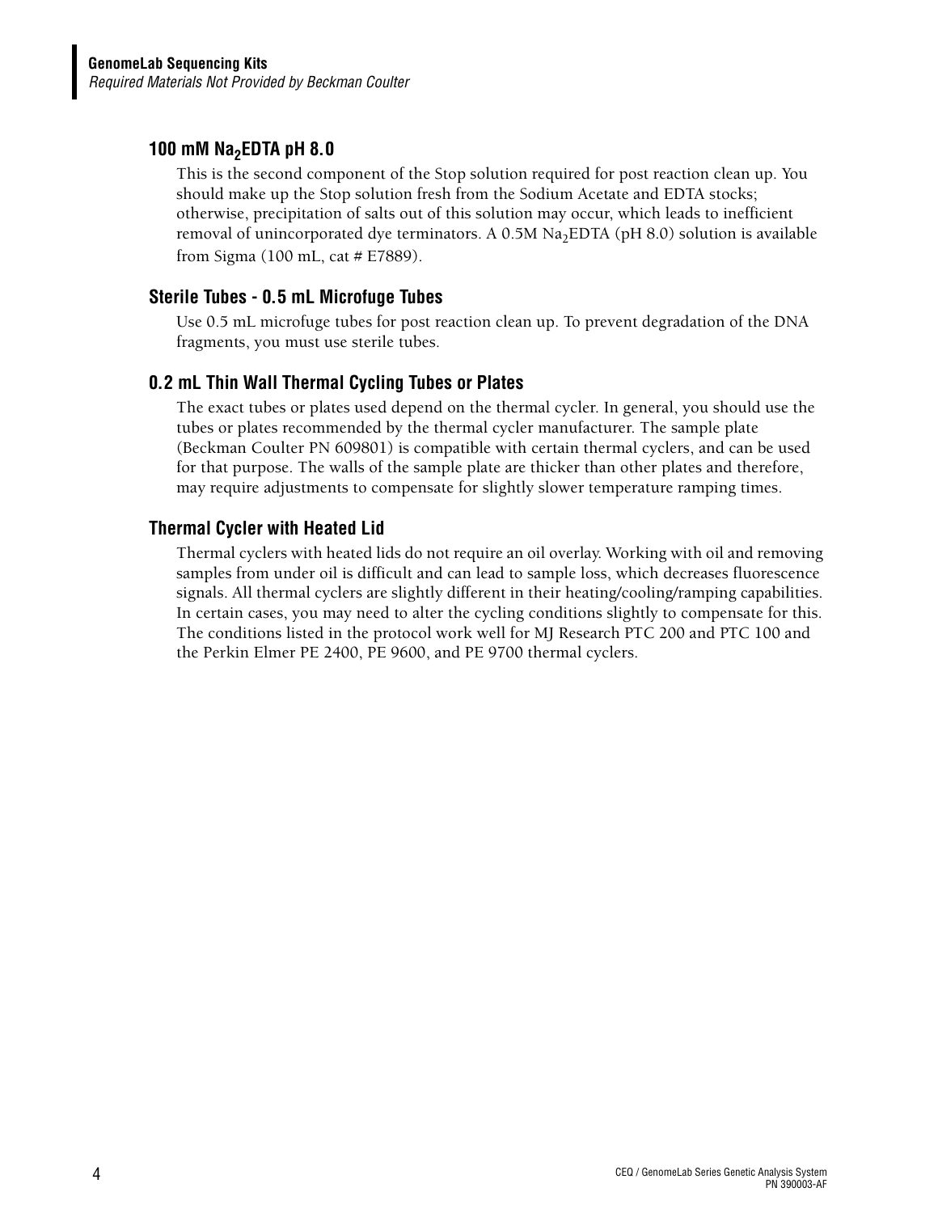## 100 mM $Na_2EDTA$ pH 8.0

This is the second component of the Stop solution required for post reaction clean up. You should make up the Stop solution fresh from the Sodium Acetate and EDTA stocks; otherwise, precipitation of salts out of this solution may occur, which leads to inefficient removal of unincorporated dye terminators. A 0.5M $Na_2EDTA$ (pH 8.0) solution is available from Sigma (100 mL, cat # E7889).

## Sterile Tubes - 0.5 mL Microfuge Tubes

Use 0.5 mL microfuge tubes for post reaction clean up. To prevent degradation of the DNA fragments, you must use sterile tubes.

## 0.2 mL Thin Wall Thermal Cycling Tubes or Plates

The exact tubes or plates used depend on the thermal cycler. In general, you should use the tubes or plates recommended by the thermal cycler manufacturer. The sample plate (Beckman Coulter PN 609801) is compatible with certain thermal cyclers, and can be used for that purpose. The walls of the sample plate are thicker than other plates and therefore, may require adjustments to compensate for slightly slower temperature ramping times.

## Thermal Cycler with Heated Lid

Thermal cyclers with heated lids do not require an oil overlay. Working with oil and removing samples from under oil is difficult and can lead to sample loss, which decreases fluorescence signals. All thermal cyclers are slightly different in their heating/cooling/ramping capabilities. In certain cases, you may need to alter the cycling conditions slightly to compensate for this. The conditions listed in the protocol work well for MJ Research PTC 200 and PTC 100 and the Perkin Elmer PE 2400, PE 9600, and PE 9700 thermal cyclers.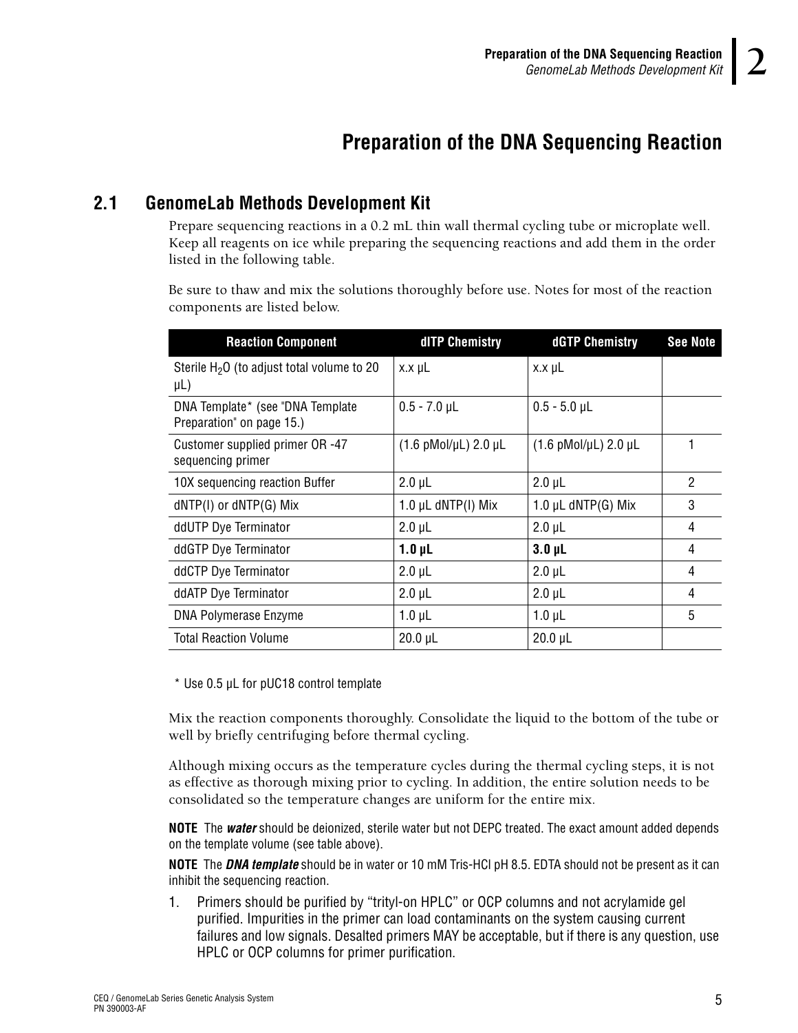# Preparation of the DNA Sequencing Reaction

## 2.1 GenomeLab Methods Development Kit

Prepare sequencing reactions in a 0.2 mL thin wall thermal cycling tube or microplate well. Keep all reagents on ice while preparing the sequencing reactions and add them in the order listed in the following table.

Be sure to thaw and mix the solutions thoroughly before use. Notes for most of the reaction components are listed below.

| Reaction Component | dITP Chemistry | dGTP Chemistry | See Note |
|---|---|---|---|
| Sterile $H_2O$ (to adjust total volume to 20 µL) | x.x µL | x.x µL | |
| DNA Template* (see "DNA Template Preparation" on page 15.) | 0.5 - 7.0 µL | 0.5 - 5.0 µL | |
| Customer supplied primer OR -47 sequencing primer | (1.6 pMol/µL) 2.0 µL | (1.6 pMol/µL) 2.0 µL | 1 |
| 10X sequencing reaction Buffer | 2.0 µL | 2.0 µL | 2 |
| dNTP(I) or dNTP(G) Mix | 1.0 µL dNTP(I) Mix | 1.0 µL dNTP(G) Mix | 3 |
| ddUTP Dye Terminator | 2.0 µL | 2.0 µL | 4 |
| ddGTP Dye Terminator | **1.0 µL** | **3.0 µL** | 4 |
| ddCTP Dye Terminator | 2.0 µL | 2.0 µL | 4 |
| ddATP Dye Terminator | 2.0 µL | 2.0 µL | 4 |
| DNA Polymerase Enzyme | 1.0 µL | 1.0 µL | 5 |
| Total Reaction Volume | 20.0 µL | 20.0 µL | |

\* Use 0.5 µL for pUC18 control template

Mix the reaction components thoroughly. Consolidate the liquid to the bottom of the tube or well by briefly centrifuging before thermal cycling.

Although mixing occurs as the temperature cycles during the thermal cycling steps, it is not as effective as thorough mixing prior to cycling. In addition, the entire solution needs to be consolidated so the temperature changes are uniform for the entire mix.

**NOTE** The ***water*** should be deionized, sterile water but not DEPC treated. The exact amount added depends on the template volume (see table above).

**NOTE** The ***DNA template*** should be in water or 10 mM Tris-HCl pH 8.5. EDTA should not be present as it can inhibit the sequencing reaction.

1. Primers should be purified by "trityl-on HPLC" or OCP columns and not acrylamide gel purified. Impurities in the primer can load contaminants on the system causing current failures and low signals. Desalted primers MAY be acceptable, but if there is any question, use HPLC or OCP columns for primer purification.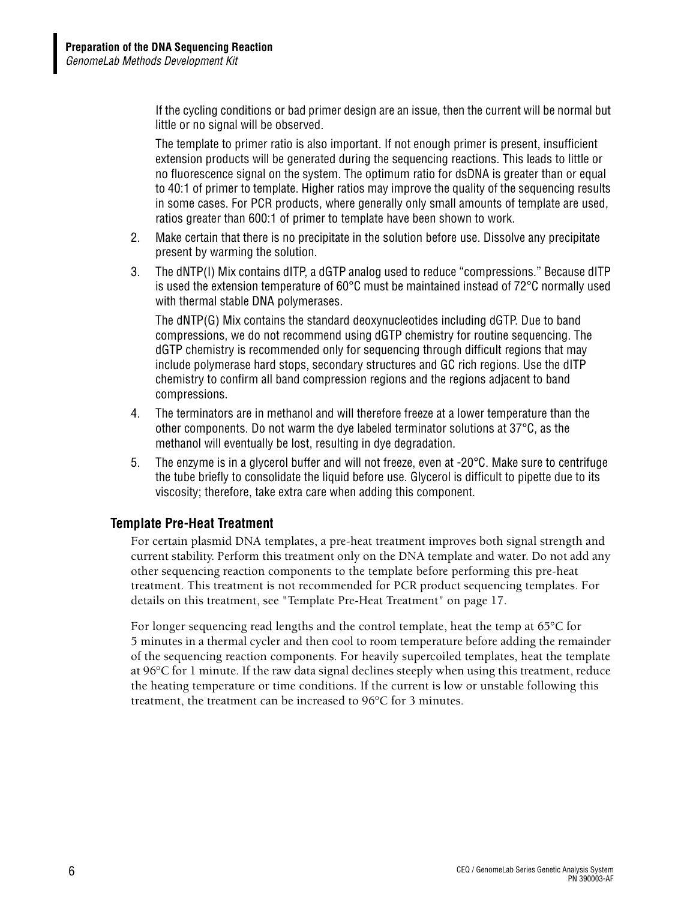If the cycling conditions or bad primer design are an issue, then the current will be normal but little or no signal will be observed.

The template to primer ratio is also important. If not enough primer is present, insufficient extension products will be generated during the sequencing reactions. This leads to little or no fluorescence signal on the system. The optimum ratio for dsDNA is greater than or equal to 40:1 of primer to template. Higher ratios may improve the quality of the sequencing results in some cases. For PCR products, where generally only small amounts of template are used, ratios greater than 600:1 of primer to template have been shown to work.

2. Make certain that there is no precipitate in the solution before use. Dissolve any precipitate present by warming the solution.
3. The dNTP(I) Mix contains dITP, a dGTP analog used to reduce "compressions." Because dITP is used the extension temperature of 60°C must be maintained instead of 72°C normally used with thermal stable DNA polymerases.

   The dNTP(G) Mix contains the standard deoxynucleotides including dGTP. Due to band compressions, we do not recommend using dGTP chemistry for routine sequencing. The dGTP chemistry is recommended only for sequencing through difficult regions that may include polymerase hard stops, secondary structures and GC rich regions. Use the dITP chemistry to confirm all band compression regions and the regions adjacent to band compressions.
4. The terminators are in methanol and will therefore freeze at a lower temperature than the other components. Do not warm the dye labeled terminator solutions at 37°C, as the methanol will eventually be lost, resulting in dye degradation.
5. The enzyme is in a glycerol buffer and will not freeze, even at -20°C. Make sure to centrifuge the tube briefly to consolidate the liquid before use. Glycerol is difficult to pipette due to its viscosity; therefore, take extra care when adding this component.

### Template Pre-Heat Treatment

For certain plasmid DNA templates, a pre-heat treatment improves both signal strength and current stability. Perform this treatment only on the DNA template and water. Do not add any other sequencing reaction components to the template before performing this pre-heat treatment. This treatment is not recommended for PCR product sequencing templates. For details on this treatment, see "Template Pre-Heat Treatment" on page 17.

For longer sequencing read lengths and the control template, heat the temp at 65°C for 5 minutes in a thermal cycler and then cool to room temperature before adding the remainder of the sequencing reaction components. For heavily supercoiled templates, heat the template at 96°C for 1 minute. If the raw data signal declines steeply when using this treatment, reduce the heating temperature or time conditions. If the current is low or unstable following this treatment, the treatment can be increased to 96°C for 3 minutes.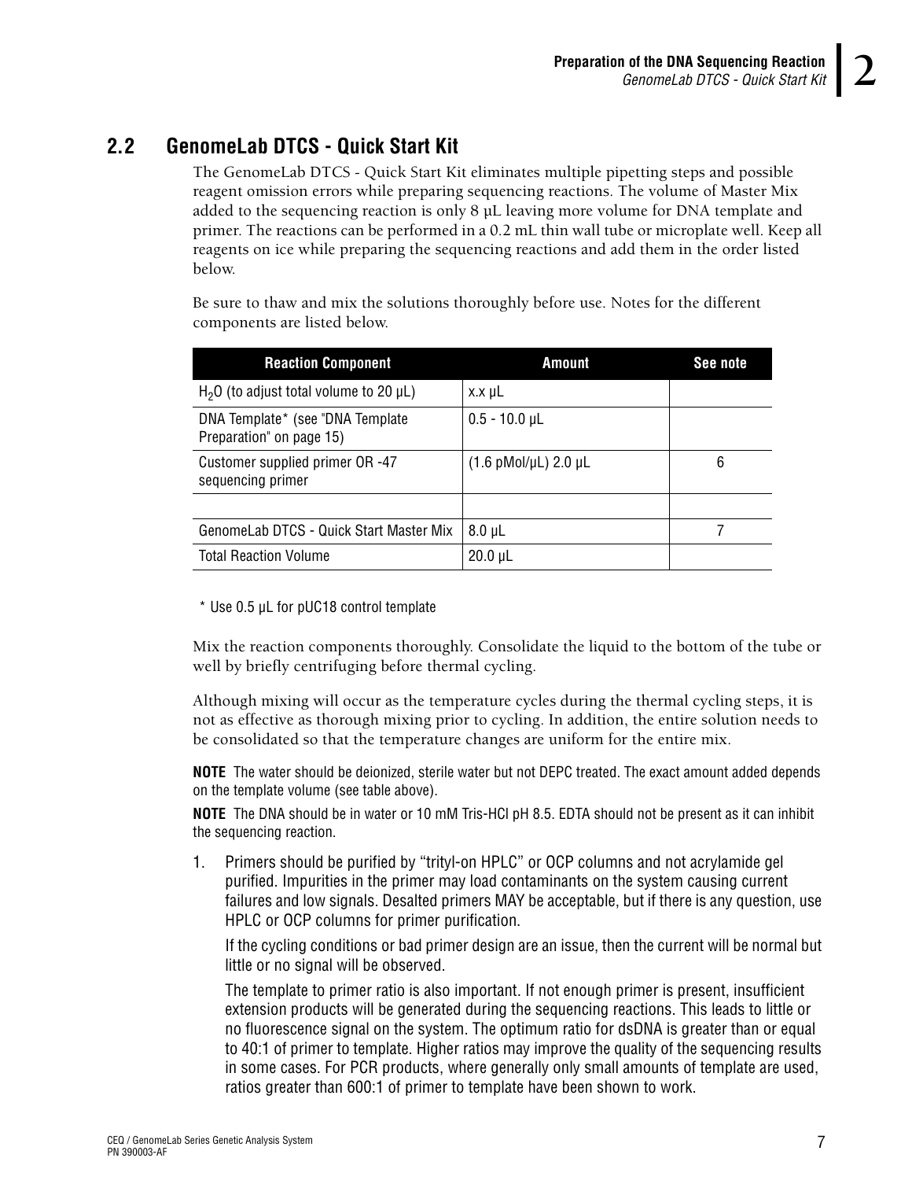## 2.2 GenomeLab DTCS - Quick Start Kit

The GenomeLab DTCS - Quick Start Kit eliminates multiple pipetting steps and possible reagent omission errors while preparing sequencing reactions. The volume of Master Mix added to the sequencing reaction is only 8 µL leaving more volume for DNA template and primer. The reactions can be performed in a 0.2 mL thin wall tube or microplate well. Keep all reagents on ice while preparing the sequencing reactions and add them in the order listed below.

Be sure to thaw and mix the solutions thoroughly before use. Notes for the different components are listed below.

| Reaction Component | Amount | See note |
|---|---|---|
| $H_2O$ (to adjust total volume to 20 µL) | x.x µL | |
| DNA Template* (see "DNA Template Preparation" on page 15) | 0.5 - 10.0 µL | |
| Customer supplied primer OR -47 sequencing primer | (1.6 pMol/µL) 2.0 µL | 6 |
| | | |
| GenomeLab DTCS - Quick Start Master Mix | 8.0 µL | 7 |
| Total Reaction Volume | 20.0 µL | |

* Use 0.5 µL for pUC18 control template

Mix the reaction components thoroughly. Consolidate the liquid to the bottom of the tube or well by briefly centrifuging before thermal cycling.

Although mixing will occur as the temperature cycles during the thermal cycling steps, it is not as effective as thorough mixing prior to cycling. In addition, the entire solution needs to be consolidated so that the temperature changes are uniform for the entire mix.

**NOTE** The water should be deionized, sterile water but not DEPC treated. The exact amount added depends on the template volume (see table above).

**NOTE** The DNA should be in water or 10 mM Tris-HCl pH 8.5. EDTA should not be present as it can inhibit the sequencing reaction.

1. Primers should be purified by "trityl-on HPLC" or OCP columns and not acrylamide gel purified. Impurities in the primer may load contaminants on the system causing current failures and low signals. Desalted primers MAY be acceptable, but if there is any question, use HPLC or OCP columns for primer purification.

   If the cycling conditions or bad primer design are an issue, then the current will be normal but little or no signal will be observed.

   The template to primer ratio is also important. If not enough primer is present, insufficient extension products will be generated during the sequencing reactions. This leads to little or no fluorescence signal on the system. The optimum ratio for dsDNA is greater than or equal to 40:1 of primer to template. Higher ratios may improve the quality of the sequencing results in some cases. For PCR products, where generally only small amounts of template are used, ratios greater than 600:1 of primer to template have been shown to work.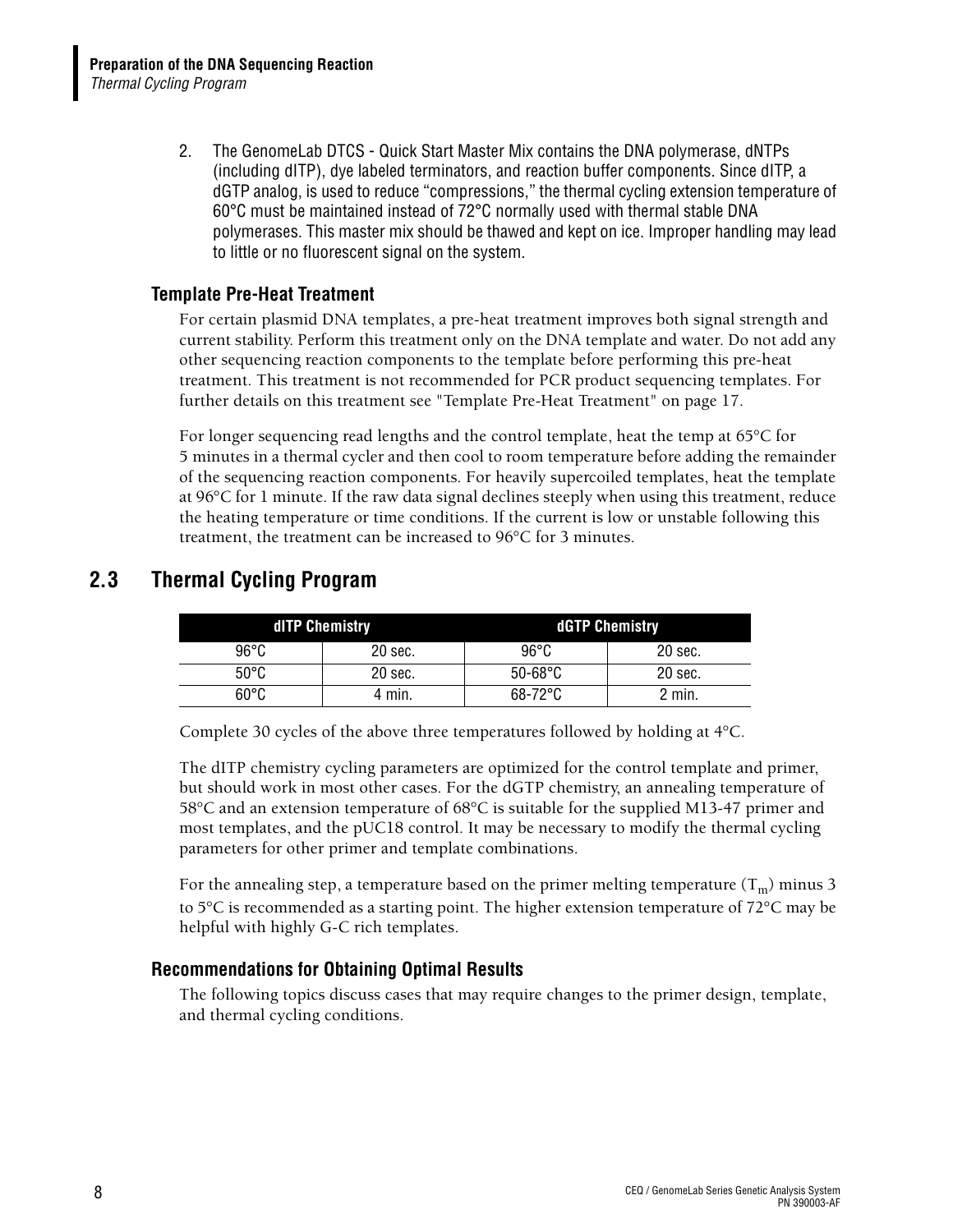2. The GenomeLab DTCS - Quick Start Master Mix contains the DNA polymerase, dNTPs (including dITP), dye labeled terminators, and reaction buffer components. Since dITP, a dGTP analog, is used to reduce "compressions," the thermal cycling extension temperature of 60°C must be maintained instead of 72°C normally used with thermal stable DNA polymerases. This master mix should be thawed and kept on ice. Improper handling may lead to little or no fluorescent signal on the system.

### Template Pre-Heat Treatment

For certain plasmid DNA templates, a pre-heat treatment improves both signal strength and current stability. Perform this treatment only on the DNA template and water. Do not add any other sequencing reaction components to the template before performing this pre-heat treatment. This treatment is not recommended for PCR product sequencing templates. For further details on this treatment see "Template Pre-Heat Treatment" on page 17.

For longer sequencing read lengths and the control template, heat the temp at 65°C for 5 minutes in a thermal cycler and then cool to room temperature before adding the remainder of the sequencing reaction components. For heavily supercoiled templates, heat the template at 96°C for 1 minute. If the raw data signal declines steeply when using this treatment, reduce the heating temperature or time conditions. If the current is low or unstable following this treatment, the treatment can be increased to 96°C for 3 minutes.

## 2.3 Thermal Cycling Program

| dITP Chemistry | | dGTP Chemistry | |
|---|---|---|---|
| 96°C | 20 sec. | 96°C | 20 sec. |
| 50°C | 20 sec. | 50-68°C | 20 sec. |
| 60°C | 4 min. | 68-72°C | 2 min. |

Complete 30 cycles of the above three temperatures followed by holding at 4°C.

The dITP chemistry cycling parameters are optimized for the control template and primer, but should work in most other cases. For the dGTP chemistry, an annealing temperature of 58°C and an extension temperature of 68°C is suitable for the supplied M13-47 primer and most templates, and the pUC18 control. It may be necessary to modify the thermal cycling parameters for other primer and template combinations.

For the annealing step, a temperature based on the primer melting temperature ($T_m$) minus 3 to 5°C is recommended as a starting point. The higher extension temperature of 72°C may be helpful with highly G-C rich templates.

### Recommendations for Obtaining Optimal Results

The following topics discuss cases that may require changes to the primer design, template, and thermal cycling conditions.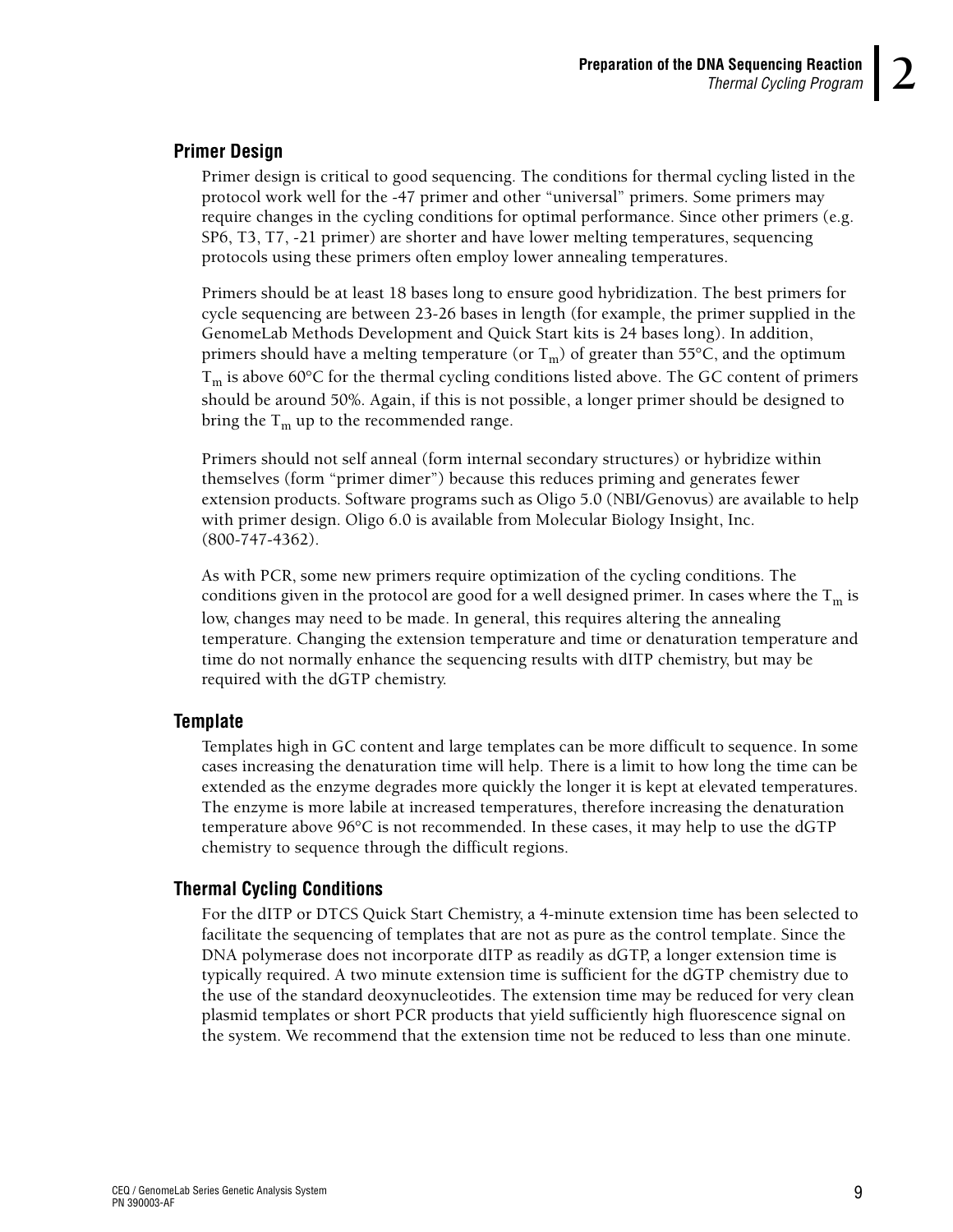## Primer Design

Primer design is critical to good sequencing. The conditions for thermal cycling listed in the protocol work well for the -47 primer and other “universal” primers. Some primers may require changes in the cycling conditions for optimal performance. Since other primers (e.g. SP6, T3, T7, -21 primer) are shorter and have lower melting temperatures, sequencing protocols using these primers often employ lower annealing temperatures.

Primers should be at least 18 bases long to ensure good hybridization. The best primers for cycle sequencing are between 23-26 bases in length (for example, the primer supplied in the GenomeLab Methods Development and Quick Start kits is 24 bases long). In addition, primers should have a melting temperature (or $T_m$) of greater than 55°C, and the optimum $T_m$ is above 60°C for the thermal cycling conditions listed above. The GC content of primers should be around 50%. Again, if this is not possible, a longer primer should be designed to bring the $T_m$ up to the recommended range.

Primers should not self anneal (form internal secondary structures) or hybridize within themselves (form “primer dimer”) because this reduces priming and generates fewer extension products. Software programs such as Oligo 5.0 (NBI/Genovus) are available to help with primer design. Oligo 6.0 is available from Molecular Biology Insight, Inc. (800-747-4362).

As with PCR, some new primers require optimization of the cycling conditions. The conditions given in the protocol are good for a well designed primer. In cases where the $T_m$ is low, changes may need to be made. In general, this requires altering the annealing temperature. Changing the extension temperature and time or denaturation temperature and time do not normally enhance the sequencing results with dITP chemistry, but may be required with the dGTP chemistry.

## Template

Templates high in GC content and large templates can be more difficult to sequence. In some cases increasing the denaturation time will help. There is a limit to how long the time can be extended as the enzyme degrades more quickly the longer it is kept at elevated temperatures. The enzyme is more labile at increased temperatures, therefore increasing the denaturation temperature above 96°C is not recommended. In these cases, it may help to use the dGTP chemistry to sequence through the difficult regions.

## Thermal Cycling Conditions

For the dITP or DTCS Quick Start Chemistry, a 4-minute extension time has been selected to facilitate the sequencing of templates that are not as pure as the control template. Since the DNA polymerase does not incorporate dITP as readily as dGTP, a longer extension time is typically required. A two minute extension time is sufficient for the dGTP chemistry due to the use of the standard deoxynucleotides. The extension time may be reduced for very clean plasmid templates or short PCR products that yield sufficiently high fluorescence signal on the system. We recommend that the extension time not be reduced to less than one minute.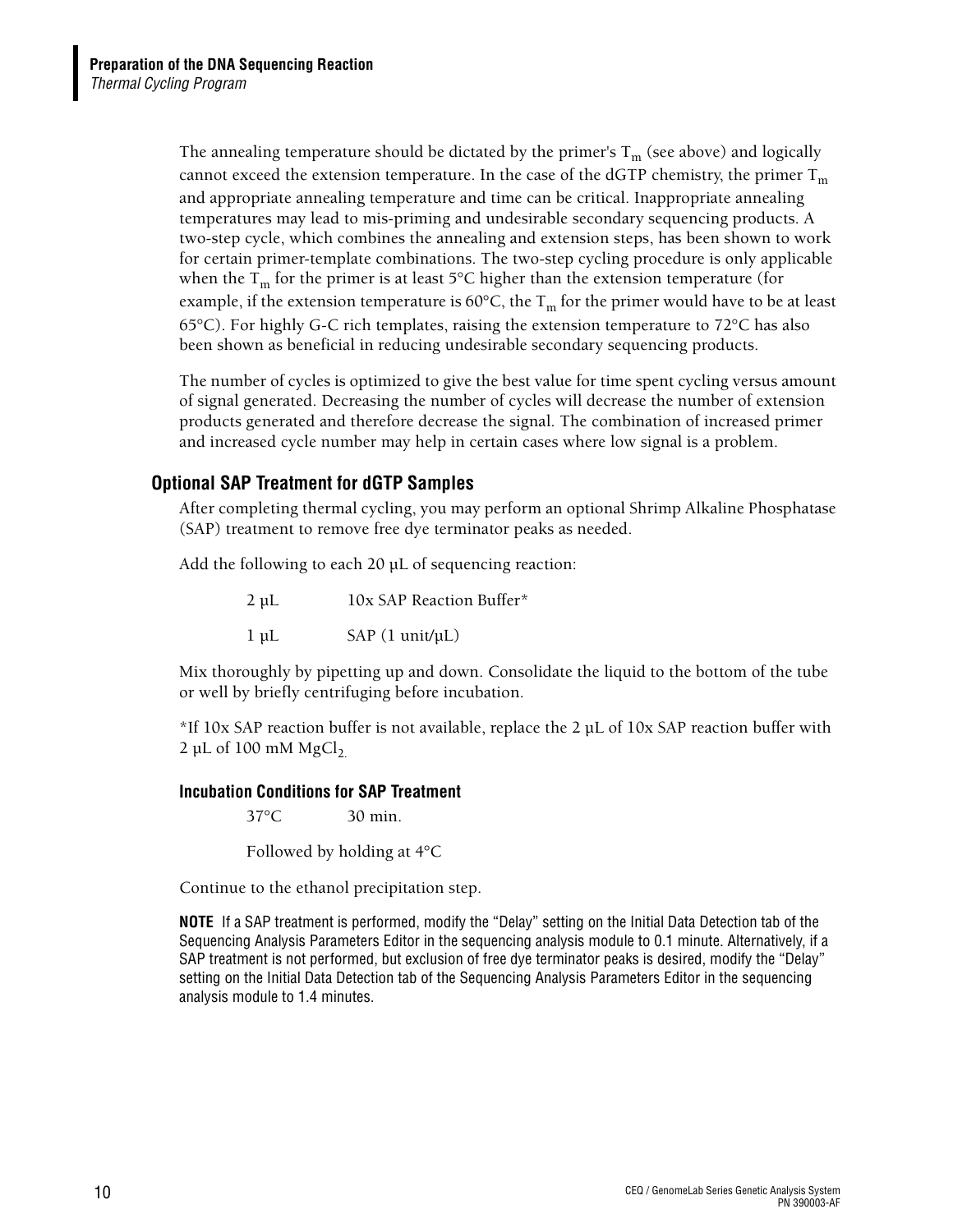The annealing temperature should be dictated by the primer's $T_m$ (see above) and logically cannot exceed the extension temperature. In the case of the dGTP chemistry, the primer $T_m$ and appropriate annealing temperature and time can be critical. Inappropriate annealing temperatures may lead to mis-priming and undesirable secondary sequencing products. A two-step cycle, which combines the annealing and extension steps, has been shown to work for certain primer-template combinations. The two-step cycling procedure is only applicable when the $T_m$ for the primer is at least 5°C higher than the extension temperature (for example, if the extension temperature is 60°C, the $T_m$ for the primer would have to be at least 65°C). For highly G-C rich templates, raising the extension temperature to 72°C has also been shown as beneficial in reducing undesirable secondary sequencing products.

The number of cycles is optimized to give the best value for time spent cycling versus amount of signal generated. Decreasing the number of cycles will decrease the number of extension products generated and therefore decrease the signal. The combination of increased primer and increased cycle number may help in certain cases where low signal is a problem.

## Optional SAP Treatment for dGTP Samples

After completing thermal cycling, you may perform an optional Shrimp Alkaline Phosphatase (SAP) treatment to remove free dye terminator peaks as needed.

Add the following to each 20 µL of sequencing reaction:

| | |
|---|---|
| 2 µL | 10x SAP Reaction Buffer* |
| 1 µL | SAP (1 unit/µL) |

Mix thoroughly by pipetting up and down. Consolidate the liquid to the bottom of the tube or well by briefly centrifuging before incubation.

*If 10x SAP reaction buffer is not available, replace the 2 µL of 10x SAP reaction buffer with 2 µL of 100 mM $MgCl_2$.

### Incubation Conditions for SAP Treatment

37°C 30 min.

Followed by holding at 4°C

Continue to the ethanol precipitation step.

**NOTE** If a SAP treatment is performed, modify the "Delay" setting on the Initial Data Detection tab of the Sequencing Analysis Parameters Editor in the sequencing analysis module to 0.1 minute. Alternatively, if a SAP treatment is not performed, but exclusion of free dye terminator peaks is desired, modify the "Delay" setting on the Initial Data Detection tab of the Sequencing Analysis Parameters Editor in the sequencing analysis module to 1.4 minutes.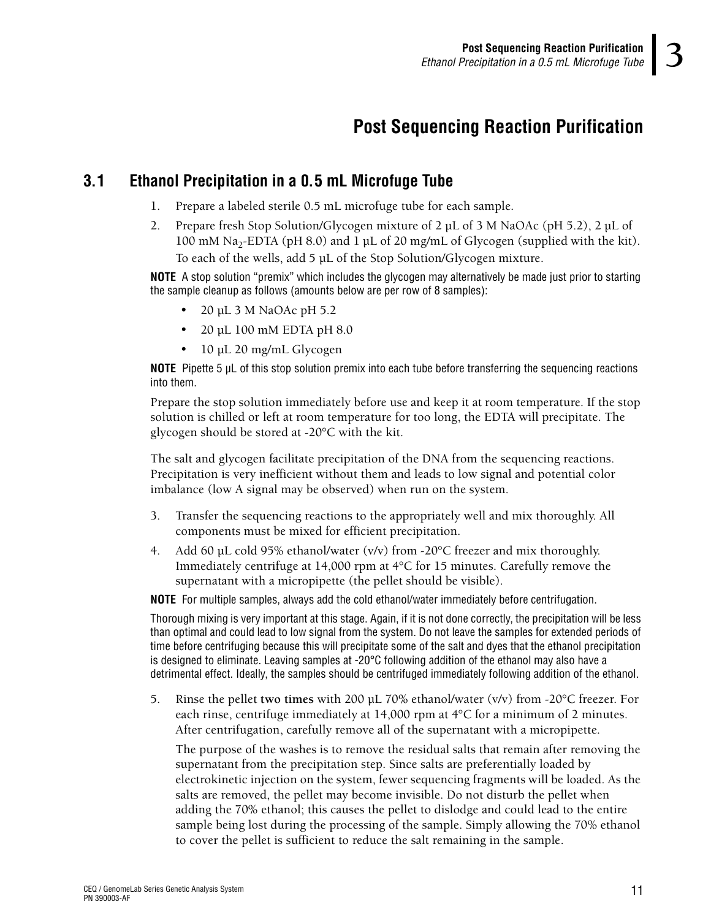# Post Sequencing Reaction Purification

## 3.1 Ethanol Precipitation in a 0.5 mL Microfuge Tube

1. Prepare a labeled sterile 0.5 mL microfuge tube for each sample.
2. Prepare fresh Stop Solution/Glycogen mixture of 2 µL of 3 M NaOAc (pH 5.2), 2 µL of 100 mM $Na_2$-EDTA (pH 8.0) and 1 µL of 20 mg/mL of Glycogen (supplied with the kit). To each of the wells, add 5 µL of the Stop Solution/Glycogen mixture.

**NOTE** A stop solution "premix" which includes the glycogen may alternatively be made just prior to starting the sample cleanup as follows (amounts below are per row of 8 samples):

- 20 µL 3 M NaOAc pH 5.2
- 20 µL 100 mM EDTA pH 8.0
- 10 µL 20 mg/mL Glycogen

**NOTE** Pipette 5 µL of this stop solution premix into each tube before transferring the sequencing reactions into them.

Prepare the stop solution immediately before use and keep it at room temperature. If the stop solution is chilled or left at room temperature for too long, the EDTA will precipitate. The glycogen should be stored at -20°C with the kit.

The salt and glycogen facilitate precipitation of the DNA from the sequencing reactions. Precipitation is very inefficient without them and leads to low signal and potential color imbalance (low A signal may be observed) when run on the system.

3. Transfer the sequencing reactions to the appropriately well and mix thoroughly. All components must be mixed for efficient precipitation.
4. Add 60 µL cold 95% ethanol/water (v/v) from -20°C freezer and mix thoroughly. Immediately centrifuge at 14,000 rpm at 4°C for 15 minutes. Carefully remove the supernatant with a micropipette (the pellet should be visible).

**NOTE** For multiple samples, always add the cold ethanol/water immediately before centrifugation.

Thorough mixing is very important at this stage. Again, if it is not done correctly, the precipitation will be less than optimal and could lead to low signal from the system. Do not leave the samples for extended periods of time before centrifuging because this will precipitate some of the salt and dyes that the ethanol precipitation is designed to eliminate. Leaving samples at -20°C following addition of the ethanol may also have a detrimental effect. Ideally, the samples should be centrifuged immediately following addition of the ethanol.

5. Rinse the pellet **two times** with 200 µL 70% ethanol/water (v/v) from -20°C freezer. For each rinse, centrifuge immediately at 14,000 rpm at 4°C for a minimum of 2 minutes. After centrifugation, carefully remove all of the supernatant with a micropipette.

   The purpose of the washes is to remove the residual salts that remain after removing the supernatant from the precipitation step. Since salts are preferentially loaded by electrokinetic injection on the system, fewer sequencing fragments will be loaded. As the salts are removed, the pellet may become invisible. Do not disturb the pellet when adding the 70% ethanol; this causes the pellet to dislodge and could lead to the entire sample being lost during the processing of the sample. Simply allowing the 70% ethanol to cover the pellet is sufficient to reduce the salt remaining in the sample.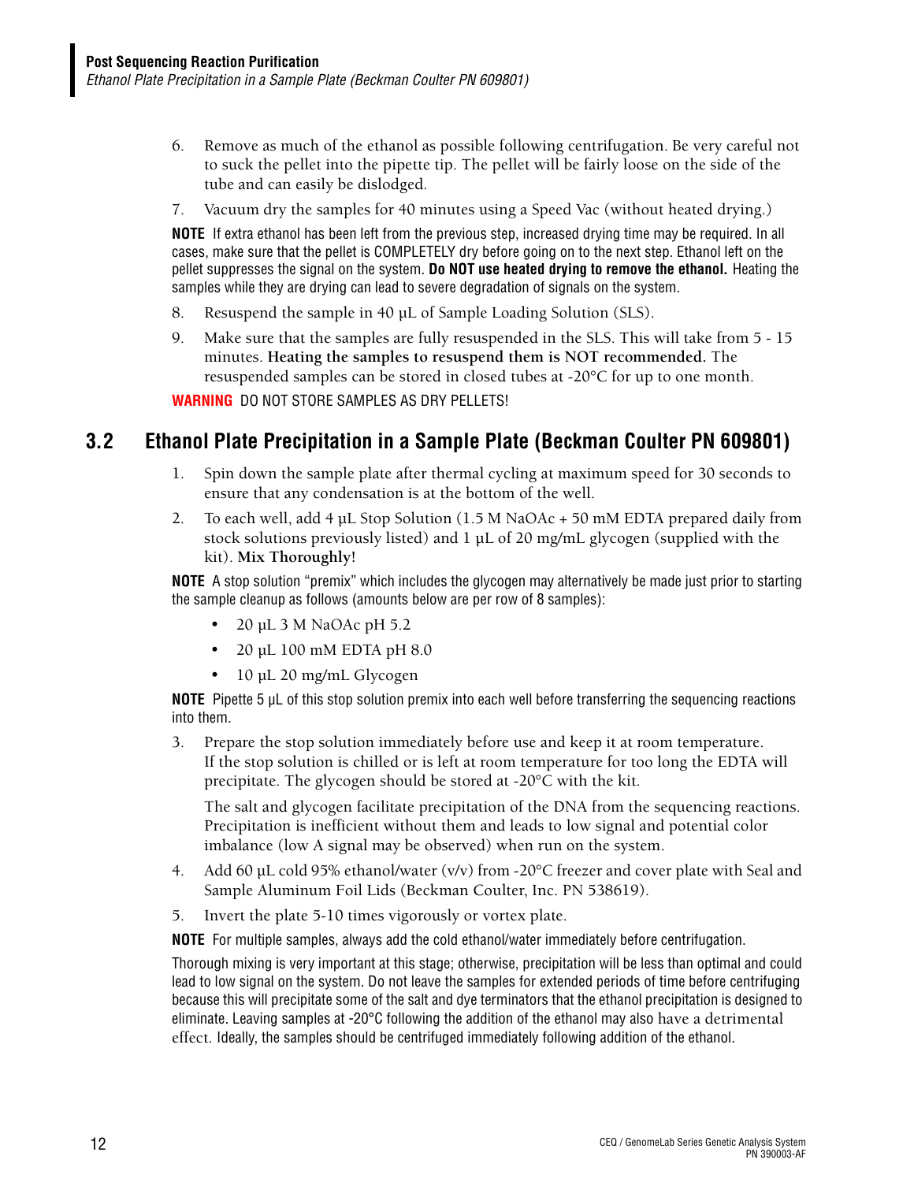6. Remove as much of the ethanol as possible following centrifugation. Be very careful not to suck the pellet into the pipette tip. The pellet will be fairly loose on the side of the tube and can easily be dislodged.

7. Vacuum dry the samples for 40 minutes using a Speed Vac (without heated drying.)

**NOTE** If extra ethanol has been left from the previous step, increased drying time may be required. In all cases, make sure that the pellet is COMPLETELY dry before going on to the next step. Ethanol left on the pellet suppresses the signal on the system. **Do NOT use heated drying to remove the ethanol.** Heating the samples while they are drying can lead to severe degradation of signals on the system.

8. Resuspend the sample in 40 µL of Sample Loading Solution (SLS).

9. Make sure that the samples are fully resuspended in the SLS. This will take from 5 - 15 minutes. **Heating the samples to resuspend them is NOT recommended.** The resuspended samples can be stored in closed tubes at -20°C for up to one month.

**WARNING** DO NOT STORE SAMPLES AS DRY PELLETS!

## 3.2 Ethanol Plate Precipitation in a Sample Plate (Beckman Coulter PN 609801)

1. Spin down the sample plate after thermal cycling at maximum speed for 30 seconds to ensure that any condensation is at the bottom of the well.

2. To each well, add 4 µL Stop Solution (1.5 M NaOAc + 50 mM EDTA prepared daily from stock solutions previously listed) and 1 µL of 20 mg/mL glycogen (supplied with the kit). **Mix Thoroughly!**

**NOTE** A stop solution "premix" which includes the glycogen may alternatively be made just prior to starting the sample cleanup as follows (amounts below are per row of 8 samples):

- 20 µL 3 M NaOAc pH 5.2
- 20 µL 100 mM EDTA pH 8.0
- 10 µL 20 mg/mL Glycogen

**NOTE** Pipette 5 µL of this stop solution premix into each well before transferring the sequencing reactions into them.

3. Prepare the stop solution immediately before use and keep it at room temperature. If the stop solution is chilled or is left at room temperature for too long the EDTA will precipitate. The glycogen should be stored at -20°C with the kit.

   The salt and glycogen facilitate precipitation of the DNA from the sequencing reactions. Precipitation is inefficient without them and leads to low signal and potential color imbalance (low A signal may be observed) when run on the system.

4. Add 60 µL cold 95% ethanol/water (v/v) from -20°C freezer and cover plate with Seal and Sample Aluminum Foil Lids (Beckman Coulter, Inc. PN 538619).

5. Invert the plate 5-10 times vigorously or vortex plate.

**NOTE** For multiple samples, always add the cold ethanol/water immediately before centrifugation.

Thorough mixing is very important at this stage; otherwise, precipitation will be less than optimal and could lead to low signal on the system. Do not leave the samples for extended periods of time before centrifuging because this will precipitate some of the salt and dye terminators that the ethanol precipitation is designed to eliminate. Leaving samples at -20°C following the addition of the ethanol may also have a detrimental effect. Ideally, the samples should be centrifuged immediately following addition of the ethanol.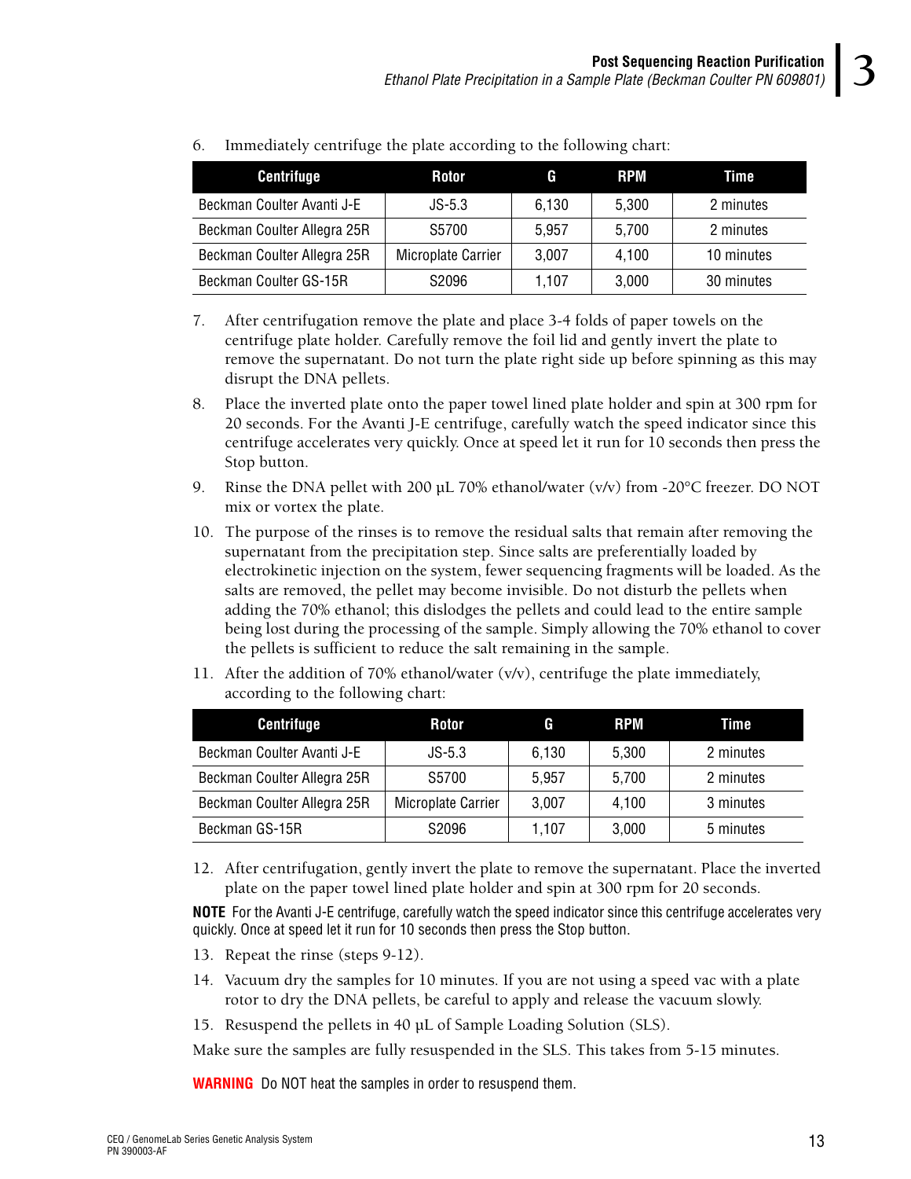6. Immediately centrifuge the plate according to the following chart:

| Centrifuge | Rotor | G | RPM | Time |
|---|---|---|---|---|
| Beckman Coulter Avanti J-E | JS-5.3 | 6,130 | 5,300 | 2 minutes |
| Beckman Coulter Allegra 25R | S5700 | 5,957 | 5,700 | 2 minutes |
| Beckman Coulter Allegra 25R | Microplate Carrier | 3,007 | 4,100 | 10 minutes |
| Beckman Coulter GS-15R | S2096 | 1,107 | 3,000 | 30 minutes |

7. After centrifugation remove the plate and place 3-4 folds of paper towels on the centrifuge plate holder. Carefully remove the foil lid and gently invert the plate to remove the supernatant. Do not turn the plate right side up before spinning as this may disrupt the DNA pellets.
8. Place the inverted plate onto the paper towel lined plate holder and spin at 300 rpm for 20 seconds. For the Avanti J-E centrifuge, carefully watch the speed indicator since this centrifuge accelerates very quickly. Once at speed let it run for 10 seconds then press the Stop button.
9. Rinse the DNA pellet with 200 µL 70% ethanol/water (v/v) from -20°C freezer. DO NOT mix or vortex the plate.
10. The purpose of the rinses is to remove the residual salts that remain after removing the supernatant from the precipitation step. Since salts are preferentially loaded by electrokinetic injection on the system, fewer sequencing fragments will be loaded. As the salts are removed, the pellet may become invisible. Do not disturb the pellets when adding the 70% ethanol; this dislodges the pellets and could lead to the entire sample being lost during the processing of the sample. Simply allowing the 70% ethanol to cover the pellets is sufficient to reduce the salt remaining in the sample.
11. After the addition of 70% ethanol/water (v/v), centrifuge the plate immediately, according to the following chart:

| Centrifuge | Rotor | G | RPM | Time |
|---|---|---|---|---|
| Beckman Coulter Avanti J-E | JS-5.3 | 6,130 | 5,300 | 2 minutes |
| Beckman Coulter Allegra 25R | S5700 | 5,957 | 5,700 | 2 minutes |
| Beckman Coulter Allegra 25R | Microplate Carrier | 3,007 | 4,100 | 3 minutes |
| Beckman GS-15R | S2096 | 1,107 | 3,000 | 5 minutes |

12. After centrifugation, gently invert the plate to remove the supernatant. Place the inverted plate on the paper towel lined plate holder and spin at 300 rpm for 20 seconds.

**NOTE** For the Avanti J-E centrifuge, carefully watch the speed indicator since this centrifuge accelerates very quickly. Once at speed let it run for 10 seconds then press the Stop button.

13. Repeat the rinse (steps 9-12).
14. Vacuum dry the samples for 10 minutes. If you are not using a speed vac with a plate rotor to dry the DNA pellets, be careful to apply and release the vacuum slowly.
15. Resuspend the pellets in 40 µL of Sample Loading Solution (SLS).

Make sure the samples are fully resuspended in the SLS. This takes from 5-15 minutes.

**WARNING** Do NOT heat the samples in order to resuspend them.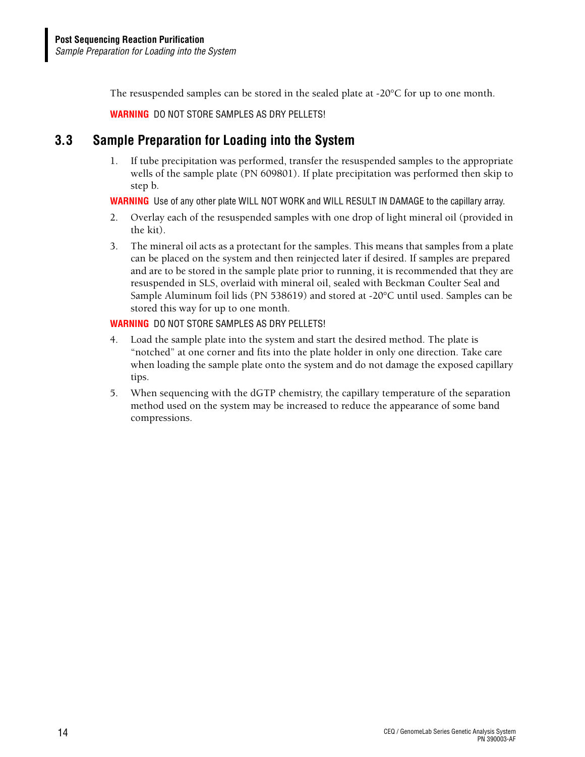The resuspended samples can be stored in the sealed plate at -20°C for up to one month.

**WARNING** DO NOT STORE SAMPLES AS DRY PELLETS!

## 3.3 Sample Preparation for Loading into the System

1. If tube precipitation was performed, transfer the resuspended samples to the appropriate wells of the sample plate (PN 609801). If plate precipitation was performed then skip to step b.

**WARNING** Use of any other plate WILL NOT WORK and WILL RESULT IN DAMAGE to the capillary array.

2. Overlay each of the resuspended samples with one drop of light mineral oil (provided in the kit).
3. The mineral oil acts as a protectant for the samples. This means that samples from a plate can be placed on the system and then reinjected later if desired. If samples are prepared and are to be stored in the sample plate prior to running, it is recommended that they are resuspended in SLS, overlaid with mineral oil, sealed with Beckman Coulter Seal and Sample Aluminum foil lids (PN 538619) and stored at -20°C until used. Samples can be stored this way for up to one month.

**WARNING** DO NOT STORE SAMPLES AS DRY PELLETS!

4. Load the sample plate into the system and start the desired method. The plate is "notched" at one corner and fits into the plate holder in only one direction. Take care when loading the sample plate onto the system and do not damage the exposed capillary tips.
5. When sequencing with the dGTP chemistry, the capillary temperature of the separation method used on the system may be increased to reduce the appearance of some band compressions.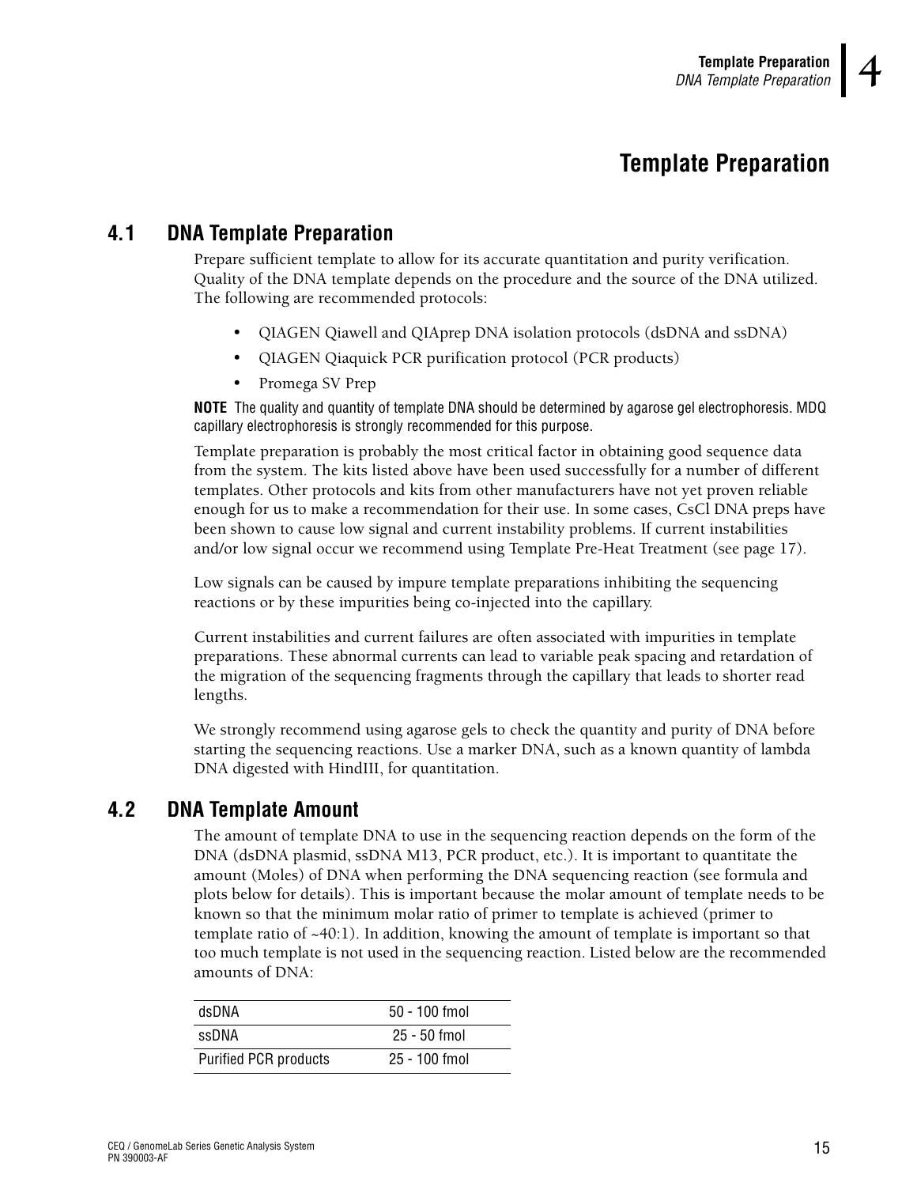# Template Preparation

## 4.1 DNA Template Preparation

Prepare sufficient template to allow for its accurate quantitation and purity verification. Quality of the DNA template depends on the procedure and the source of the DNA utilized. The following are recommended protocols:

- QIAGEN Qiawell and QIAprep DNA isolation protocols (dsDNA and ssDNA)
- QIAGEN Qiaquick PCR purification protocol (PCR products)
- Promega SV Prep

**NOTE** The quality and quantity of template DNA should be determined by agarose gel electrophoresis. MDQ capillary electrophoresis is strongly recommended for this purpose.

Template preparation is probably the most critical factor in obtaining good sequence data from the system. The kits listed above have been used successfully for a number of different templates. Other protocols and kits from other manufacturers have not yet proven reliable enough for us to make a recommendation for their use. In some cases, CsCl DNA preps have been shown to cause low signal and current instability problems. If current instabilities and/or low signal occur we recommend using Template Pre-Heat Treatment (see page 17).

Low signals can be caused by impure template preparations inhibiting the sequencing reactions or by these impurities being co-injected into the capillary.

Current instabilities and current failures are often associated with impurities in template preparations. These abnormal currents can lead to variable peak spacing and retardation of the migration of the sequencing fragments through the capillary that leads to shorter read lengths.

We strongly recommend using agarose gels to check the quantity and purity of DNA before starting the sequencing reactions. Use a marker DNA, such as a known quantity of lambda DNA digested with HindIII, for quantitation.

## 4.2 DNA Template Amount

The amount of template DNA to use in the sequencing reaction depends on the form of the DNA (dsDNA plasmid, ssDNA M13, PCR product, etc.). It is important to quantitate the amount (Moles) of DNA when performing the DNA sequencing reaction (see formula and plots below for details). This is important because the molar amount of template needs to be known so that the minimum molar ratio of primer to template is achieved (primer to template ratio of ~40:1). In addition, knowing the amount of template is important so that too much template is not used in the sequencing reaction. Listed below are the recommended amounts of DNA:

| | |
|---|---|
| dsDNA | 50 - 100 fmol |
| ssDNA | 25 - 50 fmol |
| Purified PCR products | 25 - 100 fmol |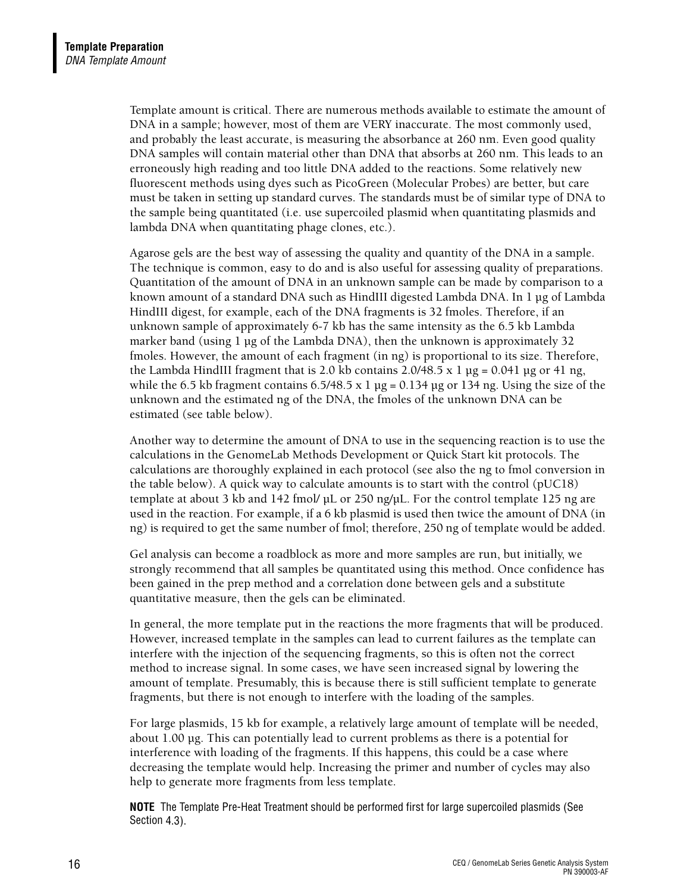Template amount is critical. There are numerous methods available to estimate the amount of DNA in a sample; however, most of them are VERY inaccurate. The most commonly used, and probably the least accurate, is measuring the absorbance at 260 nm. Even good quality DNA samples will contain material other than DNA that absorbs at 260 nm. This leads to an erroneously high reading and too little DNA added to the reactions. Some relatively new fluorescent methods using dyes such as PicoGreen (Molecular Probes) are better, but care must be taken in setting up standard curves. The standards must be of similar type of DNA to the sample being quantitated (i.e. use supercoiled plasmid when quantitating plasmids and lambda DNA when quantitating phage clones, etc.).

Agarose gels are the best way of assessing the quality and quantity of the DNA in a sample. The technique is common, easy to do and is also useful for assessing quality of preparations. Quantitation of the amount of DNA in an unknown sample can be made by comparison to a known amount of a standard DNA such as HindIII digested Lambda DNA. In 1 µg of Lambda HindIII digest, for example, each of the DNA fragments is 32 fmoles. Therefore, if an unknown sample of approximately 6-7 kb has the same intensity as the 6.5 kb Lambda marker band (using 1 µg of the Lambda DNA), then the unknown is approximately 32 fmoles. However, the amount of each fragment (in ng) is proportional to its size. Therefore, the Lambda HindIII fragment that is 2.0 kb contains 2.0/48.5 x 1 µg = 0.041 µg or 41 ng, while the 6.5 kb fragment contains 6.5/48.5 x 1 µg = 0.134 µg or 134 ng. Using the size of the unknown and the estimated ng of the DNA, the fmoles of the unknown DNA can be estimated (see table below).

Another way to determine the amount of DNA to use in the sequencing reaction is to use the calculations in the GenomeLab Methods Development or Quick Start kit protocols. The calculations are thoroughly explained in each protocol (see also the ng to fmol conversion in the table below). A quick way to calculate amounts is to start with the control (pUC18) template at about 3 kb and 142 fmol/ µL or 250 ng/µL. For the control template 125 ng are used in the reaction. For example, if a 6 kb plasmid is used then twice the amount of DNA (in ng) is required to get the same number of fmol; therefore, 250 ng of template would be added.

Gel analysis can become a roadblock as more and more samples are run, but initially, we strongly recommend that all samples be quantitated using this method. Once confidence has been gained in the prep method and a correlation done between gels and a substitute quantitative measure, then the gels can be eliminated.

In general, the more template put in the reactions the more fragments that will be produced. However, increased template in the samples can lead to current failures as the template can interfere with the injection of the sequencing fragments, so this is often not the correct method to increase signal. In some cases, we have seen increased signal by lowering the amount of template. Presumably, this is because there is still sufficient template to generate fragments, but there is not enough to interfere with the loading of the samples.

For large plasmids, 15 kb for example, a relatively large amount of template will be needed, about 1.00 µg. This can potentially lead to current problems as there is a potential for interference with loading of the fragments. If this happens, this could be a case where decreasing the template would help. Increasing the primer and number of cycles may also help to generate more fragments from less template.

**NOTE** The Template Pre-Heat Treatment should be performed first for large supercoiled plasmids (See Section 4.3).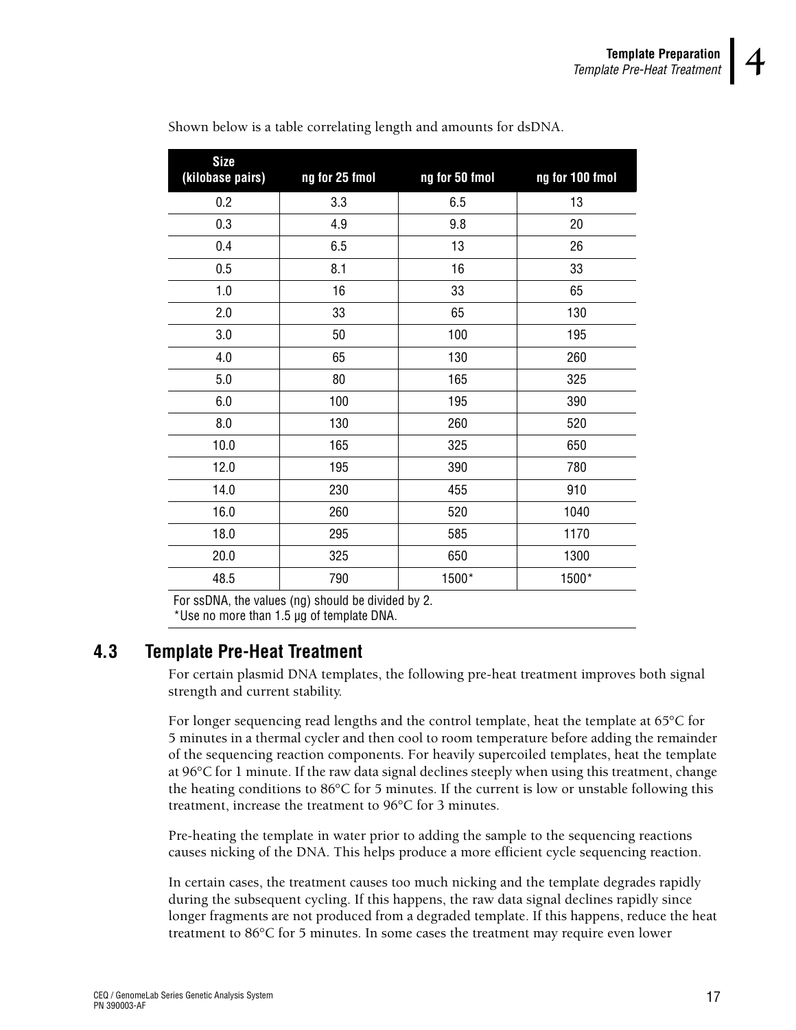Shown below is a table correlating length and amounts for dsDNA.

| Size (kilobase pairs) | ng for 25 fmol | ng for 50 fmol | ng for 100 fmol |
|---|---|---|---|
| 0.2 | 3.3 | 6.5 | 13 |
| 0.3 | 4.9 | 9.8 | 20 |
| 0.4 | 6.5 | 13 | 26 |
| 0.5 | 8.1 | 16 | 33 |
| 1.0 | 16 | 33 | 65 |
| 2.0 | 33 | 65 | 130 |
| 3.0 | 50 | 100 | 195 |
| 4.0 | 65 | 130 | 260 |
| 5.0 | 80 | 165 | 325 |
| 6.0 | 100 | 195 | 390 |
| 8.0 | 130 | 260 | 520 |
| 10.0 | 165 | 325 | 650 |
| 12.0 | 195 | 390 | 780 |
| 14.0 | 230 | 455 | 910 |
| 16.0 | 260 | 520 | 1040 |
| 18.0 | 295 | 585 | 1170 |
| 20.0 | 325 | 650 | 1300 |
| 48.5 | 790 | 1500* | 1500* |

For ssDNA, the values (ng) should be divided by 2.
*Use no more than 1.5 µg of template DNA.

## 4.3 Template Pre-Heat Treatment

For certain plasmid DNA templates, the following pre-heat treatment improves both signal strength and current stability.

For longer sequencing read lengths and the control template, heat the template at 65°C for 5 minutes in a thermal cycler and then cool to room temperature before adding the remainder of the sequencing reaction components. For heavily supercoiled templates, heat the template at 96°C for 1 minute. If the raw data signal declines steeply when using this treatment, change the heating conditions to 86°C for 5 minutes. If the current is low or unstable following this treatment, increase the treatment to 96°C for 3 minutes.

Pre-heating the template in water prior to adding the sample to the sequencing reactions causes nicking of the DNA. This helps produce a more efficient cycle sequencing reaction.

In certain cases, the treatment causes too much nicking and the template degrades rapidly during the subsequent cycling. If this happens, the raw data signal declines rapidly since longer fragments are not produced from a degraded template. If this happens, reduce the heat treatment to 86°C for 5 minutes. In some cases the treatment may require even lower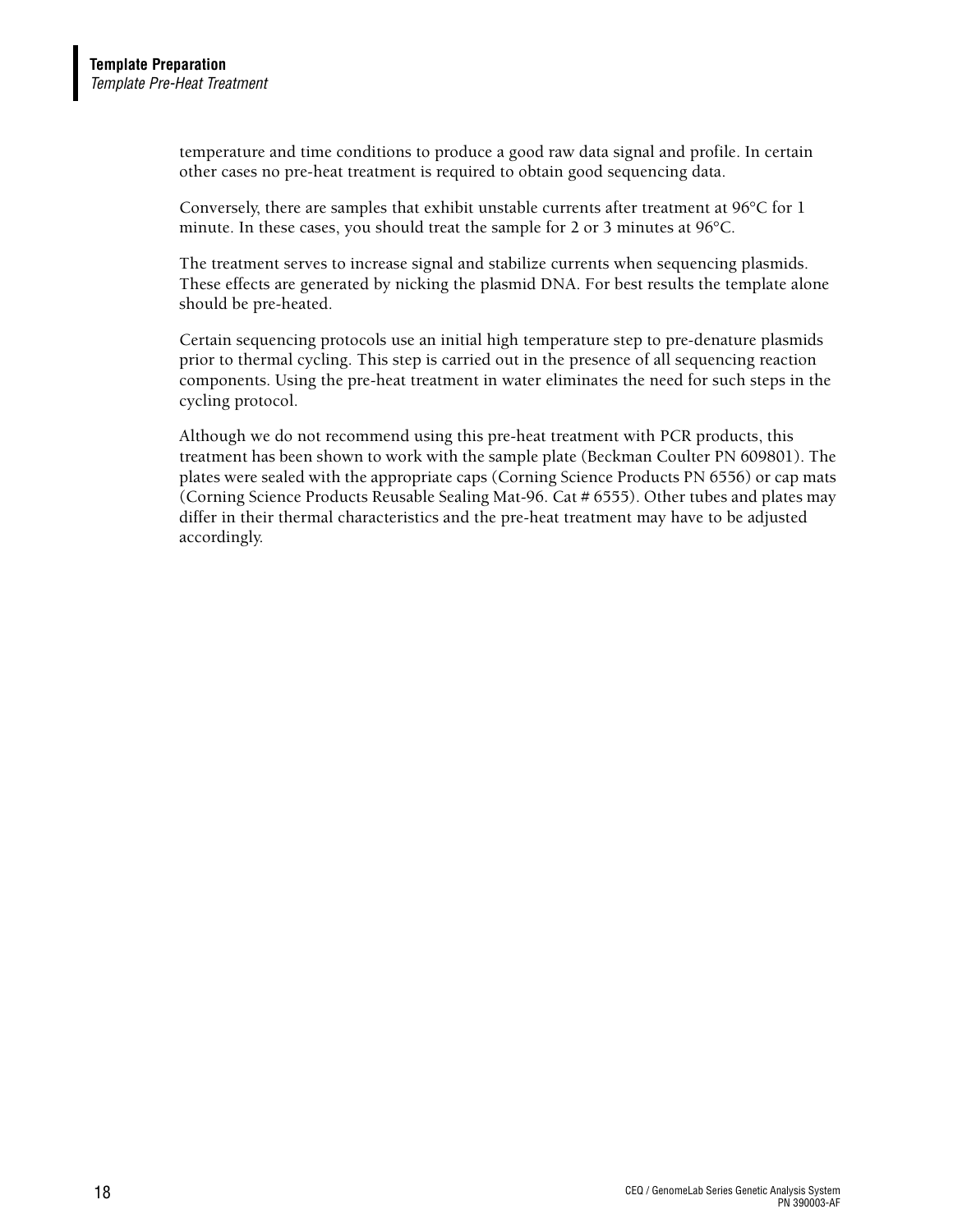temperature and time conditions to produce a good raw data signal and profile. In certain other cases no pre-heat treatment is required to obtain good sequencing data.

Conversely, there are samples that exhibit unstable currents after treatment at 96°C for 1 minute. In these cases, you should treat the sample for 2 or 3 minutes at 96°C.

The treatment serves to increase signal and stabilize currents when sequencing plasmids. These effects are generated by nicking the plasmid DNA. For best results the template alone should be pre-heated.

Certain sequencing protocols use an initial high temperature step to pre-denature plasmids prior to thermal cycling. This step is carried out in the presence of all sequencing reaction components. Using the pre-heat treatment in water eliminates the need for such steps in the cycling protocol.

Although we do not recommend using this pre-heat treatment with PCR products, this treatment has been shown to work with the sample plate (Beckman Coulter PN 609801). The plates were sealed with the appropriate caps (Corning Science Products PN 6556) or cap mats (Corning Science Products Reusable Sealing Mat-96. Cat # 6555). Other tubes and plates may differ in their thermal characteristics and the pre-heat treatment may have to be adjusted accordingly.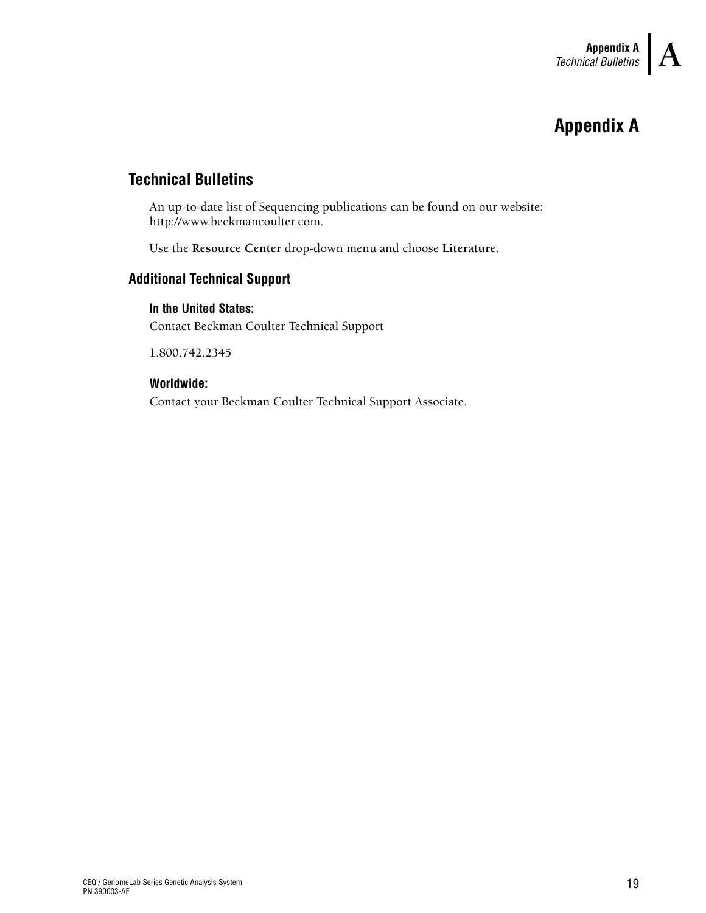# Appendix A

## Technical Bulletins

An up-to-date list of Sequencing publications can be found on our website: http://www.beckmancoulter.com.

Use the **Resource Center** drop-down menu and choose **Literature**.

### Additional Technical Support

**In the United States:**

Contact Beckman Coulter Technical Support

1.800.742.2345

**Worldwide:**

Contact your Beckman Coulter Technical Support Associate.